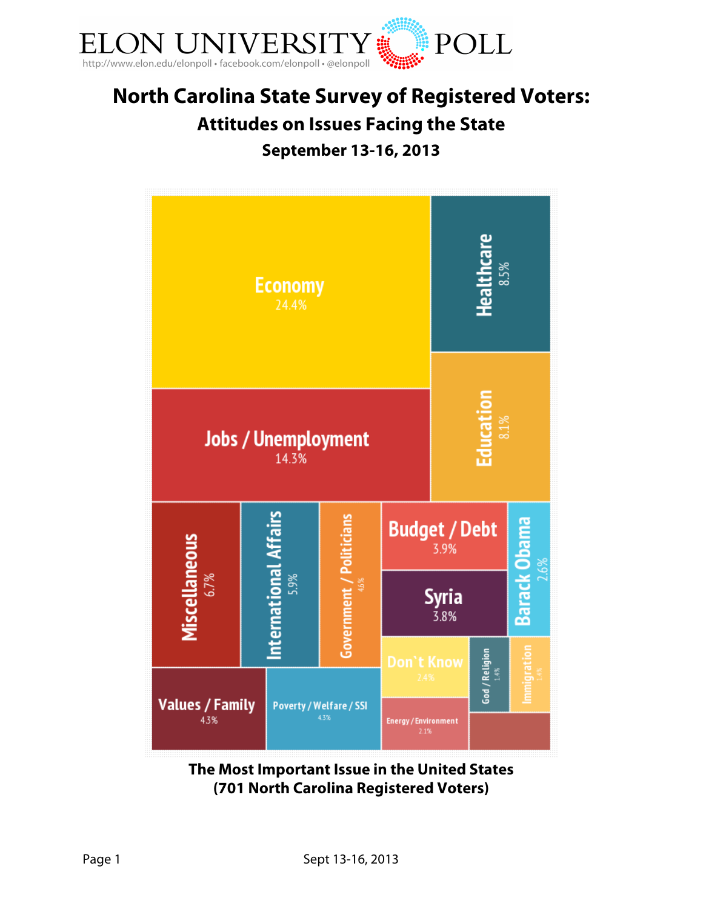ELON UNIVERSITY POLL

http://www.elon.edu/elonpoll • facebook.com/elonpoll • @elonpoll

# North Carolina State Survey of Registered Voters:

## Attitudes on Issues Facing the State

### September 13-16, 2013

Economy 24.4%

Healthcare 8.5%

Jobs / Unemployment 14.3%

Education 8.1%

Miscellaneous 6.7%

International Affairs 5.9%

Government / Politicians 4.6%

Budget / Debt 3.9%

Syria 3.8%

Barack Obama 2.6%

Don't Know 2.4%

God / Religion 1.4%

Immigration 1.4%

Values / Family 4.3%

Poverty / Welfare / SSI 4.3%

Energy / Environment 2.1%

**The Most Important Issue in the United States**
**(701 North Carolina Registered Voters)**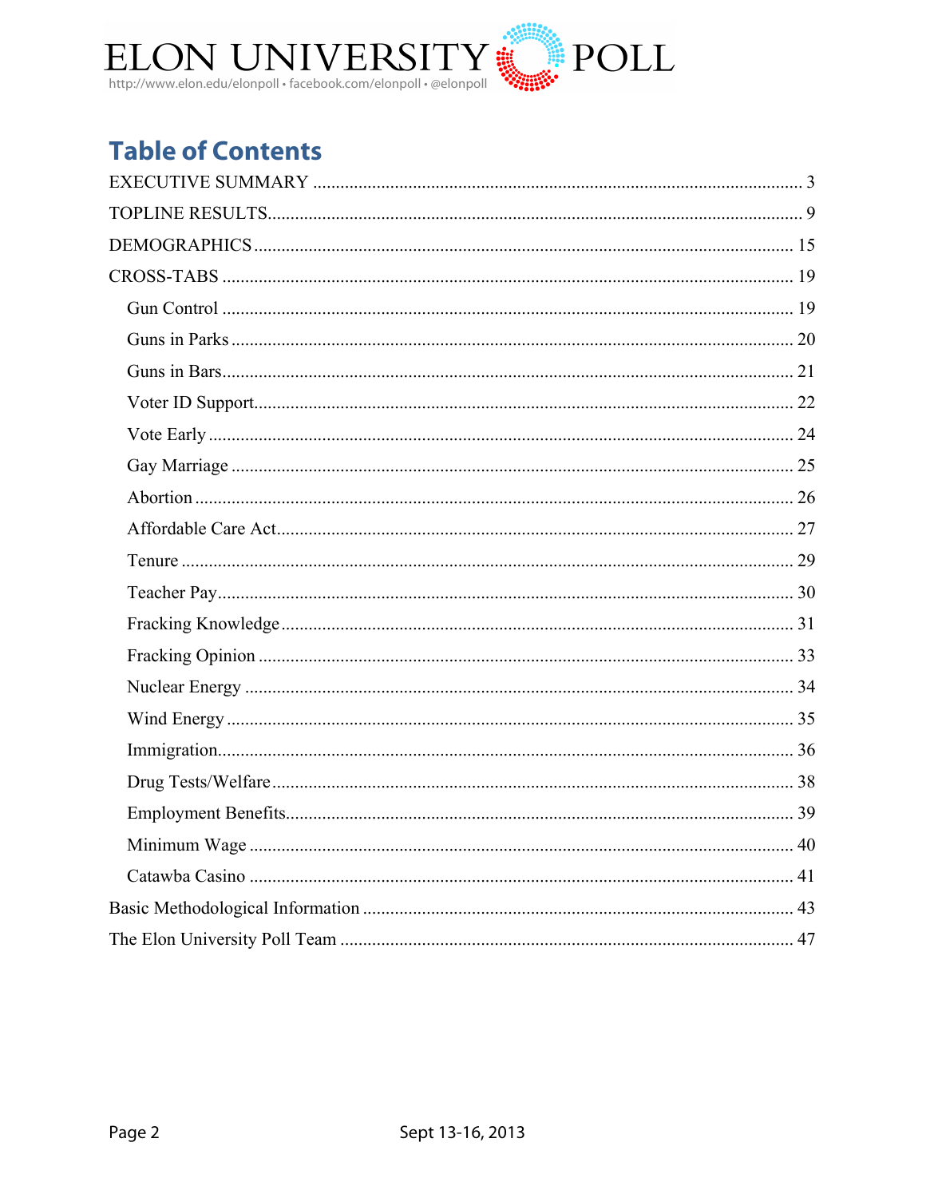## Table of Contents

EXECUTIVE SUMMARY ........................................................................................................ 3

TOPLINE RESULTS............................................................................................................... 9

DEMOGRAPHICS ................................................................................................................ 15

CROSS-TABS ....................................................................................................................... 19

- Gun Control ........................................................................................................ 19
- Guns in Parks ..................................................................................................... 20
- Guns in Bars........................................................................................................ 21
- Voter ID Support................................................................................................. 22
- Vote Early ........................................................................................................... 24
- Gay Marriage ...................................................................................................... 25
- Abortion .............................................................................................................. 26
- Affordable Care Act............................................................................................ 27
- Tenure ................................................................................................................. 29
- Teacher Pay......................................................................................................... 30
- Fracking Knowledge ........................................................................................... 31
- Fracking Opinion ................................................................................................ 33
- Nuclear Energy ................................................................................................... 34
- Wind Energy ....................................................................................................... 35
- Immigration......................................................................................................... 36
- Drug Tests/Welfare ............................................................................................. 38
- Employment Benefits.......................................................................................... 39
- Minimum Wage .................................................................................................. 40
- Catawba Casino .................................................................................................. 41

Basic Methodological Information ........................................................................................ 43

The Elon University Poll Team ............................................................................................. 47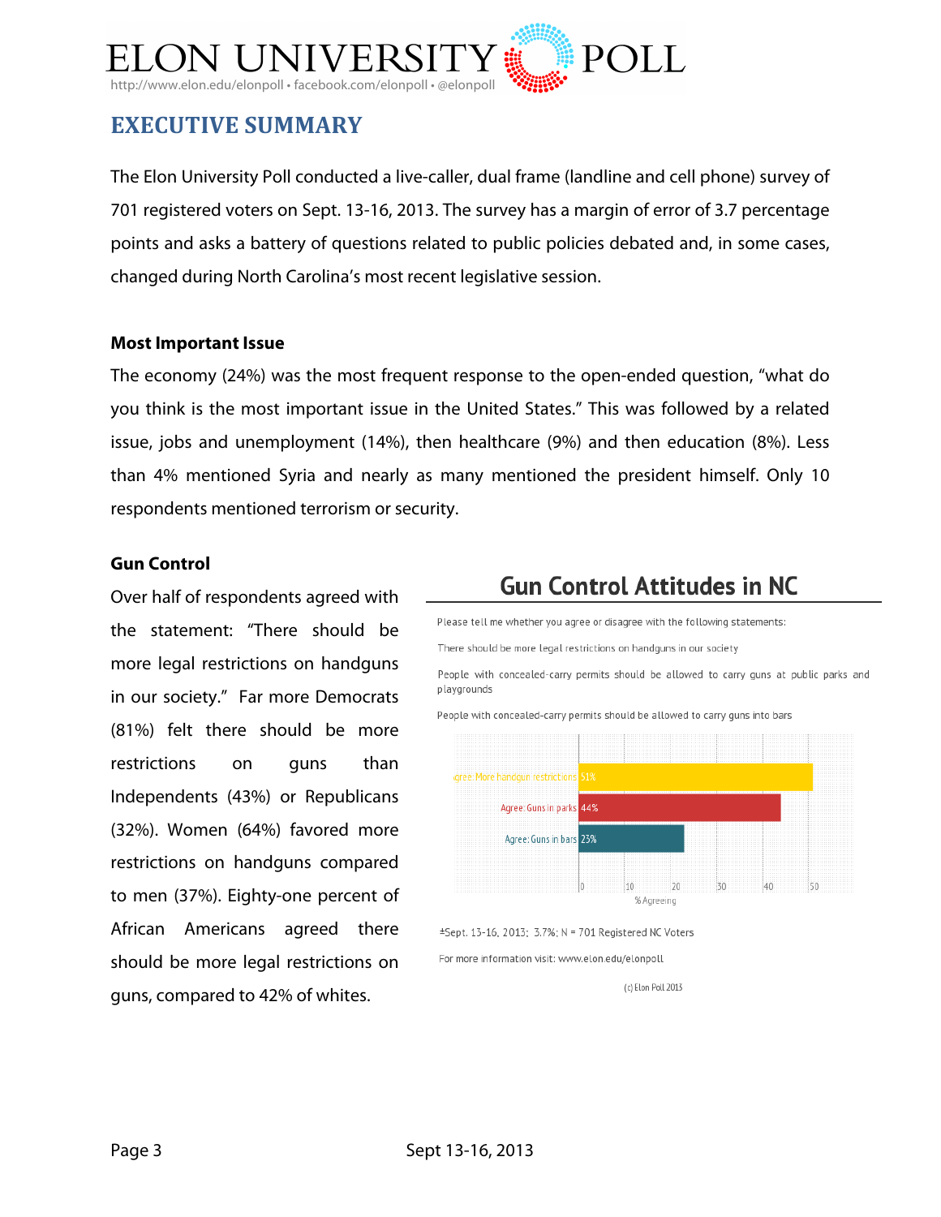# EXECUTIVE SUMMARY

The Elon University Poll conducted a live-caller, dual frame (landline and cell phone) survey of 701 registered voters on Sept. 13-16, 2013. The survey has a margin of error of 3.7 percentage points and asks a battery of questions related to public policies debated and, in some cases, changed during North Carolina's most recent legislative session.

**Most Important Issue**

The economy (24%) was the most frequent response to the open-ended question, "what do you think is the most important issue in the United States." This was followed by a related issue, jobs and unemployment (14%), then healthcare (9%) and then education (8%). Less than 4% mentioned Syria and nearly as many mentioned the president himself. Only 10 respondents mentioned terrorism or security.

**Gun Control**

Over half of respondents agreed with the statement: "There should be more legal restrictions on handguns in our society." Far more Democrats (81%) felt there should be more restrictions on guns than Independents (43%) or Republicans (32%). Women (64%) favored more restrictions on handguns compared to men (37%). Eighty-one percent of African Americans agreed there should be more legal restrictions on guns, compared to 42% of whites.

## Gun Control Attitudes in NC

Please tell me whether you agree or disagree with the following statements:

There should be more legal restrictions on handguns in our society

People with concealed-carry permits should be allowed to carry guns at public parks and playgrounds

People with concealed-carry permits should be allowed to carry guns into bars

| | % Agreeing |
|---|---|
| Agree: More handgun restrictions | 51% |
| Agree: Guns in parks | 44% |
| Agree: Guns in bars | 23% |

±Sept. 13-16, 2013; 3.7%; N = 701 Registered NC Voters

For more information visit: www.elon.edu/elonpoll

(c) Elon Poll 2013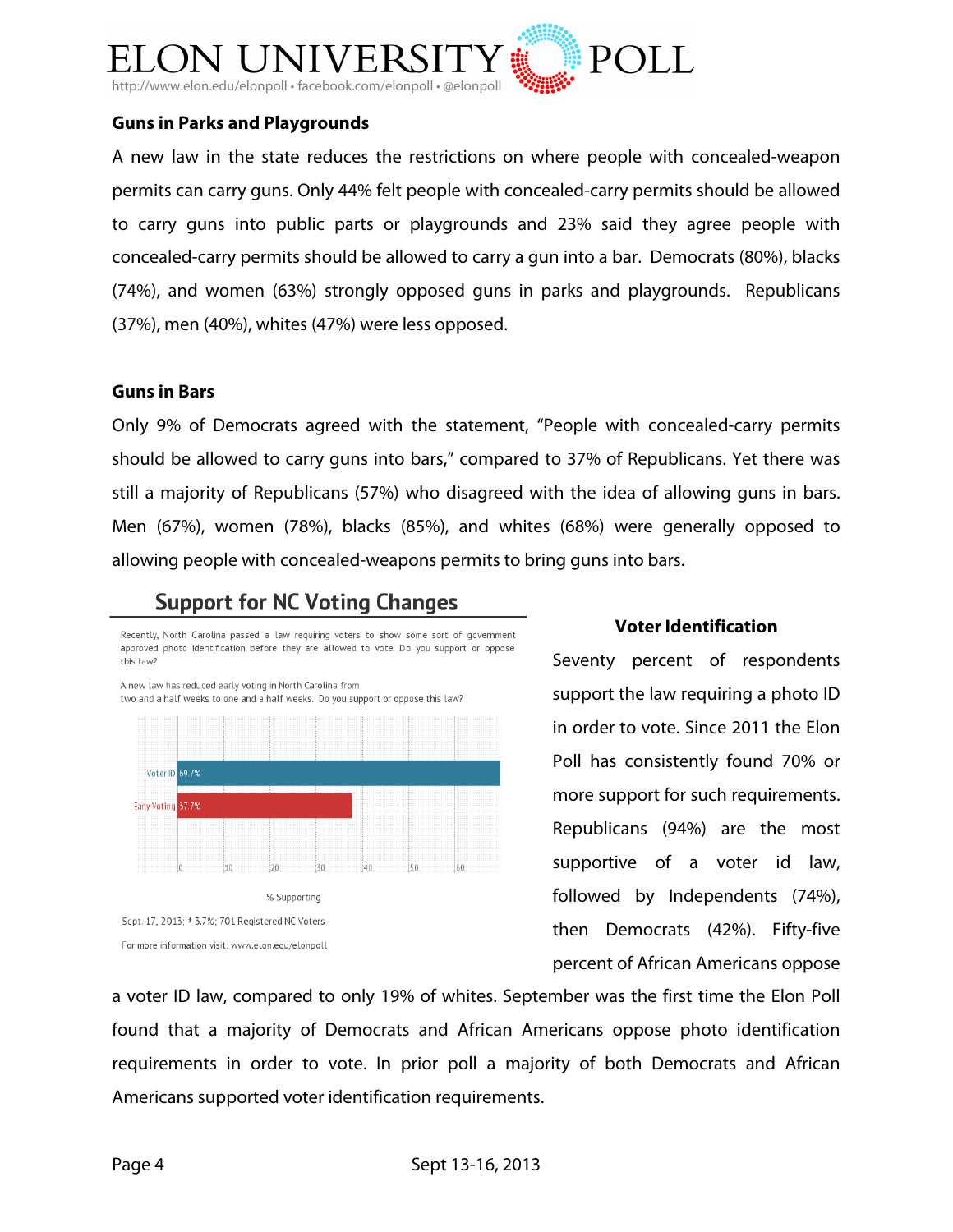### Guns in Parks and Playgrounds

A new law in the state reduces the restrictions on where people with concealed-weapon permits can carry guns. Only 44% felt people with concealed-carry permits should be allowed to carry guns into public parts or playgrounds and 23% said they agree people with concealed-carry permits should be allowed to carry a gun into a bar. Democrats (80%), blacks (74%), and women (63%) strongly opposed guns in parks and playgrounds. Republicans (37%), men (40%), whites (47%) were less opposed.

### Guns in Bars

Only 9% of Democrats agreed with the statement, "People with concealed-carry permits should be allowed to carry guns into bars," compared to 37% of Republicans. Yet there was still a majority of Republicans (57%) who disagreed with the idea of allowing guns in bars. Men (67%), women (78%), blacks (85%), and whites (68%) were generally opposed to allowing people with concealed-weapons permits to bring guns into bars.

**Support for NC Voting Changes**

Recently, North Carolina passed a law requiring voters to show some sort of government approved photo identification before they are allowed to vote. Do you support or oppose this law?

A new law has reduced early voting in North Carolina from two and a half weeks to one and a half weeks. Do you support or oppose this law?

| | % Supporting |
|---|---|
| Voter ID | 69.7% |
| Early Voting | 37.7% |

Sept. 17, 2013; ± 3.7%; 701 Registered NC Voters

For more information visit: www.elon.edu/elonpoll

### Voter Identification

Seventy percent of respondents support the law requiring a photo ID in order to vote. Since 2011 the Elon Poll has consistently found 70% or more support for such requirements. Republicans (94%) are the most supportive of a voter id law, followed by Independents (74%), then Democrats (42%). Fifty-five percent of African Americans oppose a voter ID law, compared to only 19% of whites. September was the first time the Elon Poll found that a majority of Democrats and African Americans oppose photo identification requirements in order to vote. In prior poll a majority of both Democrats and African Americans supported voter identification requirements.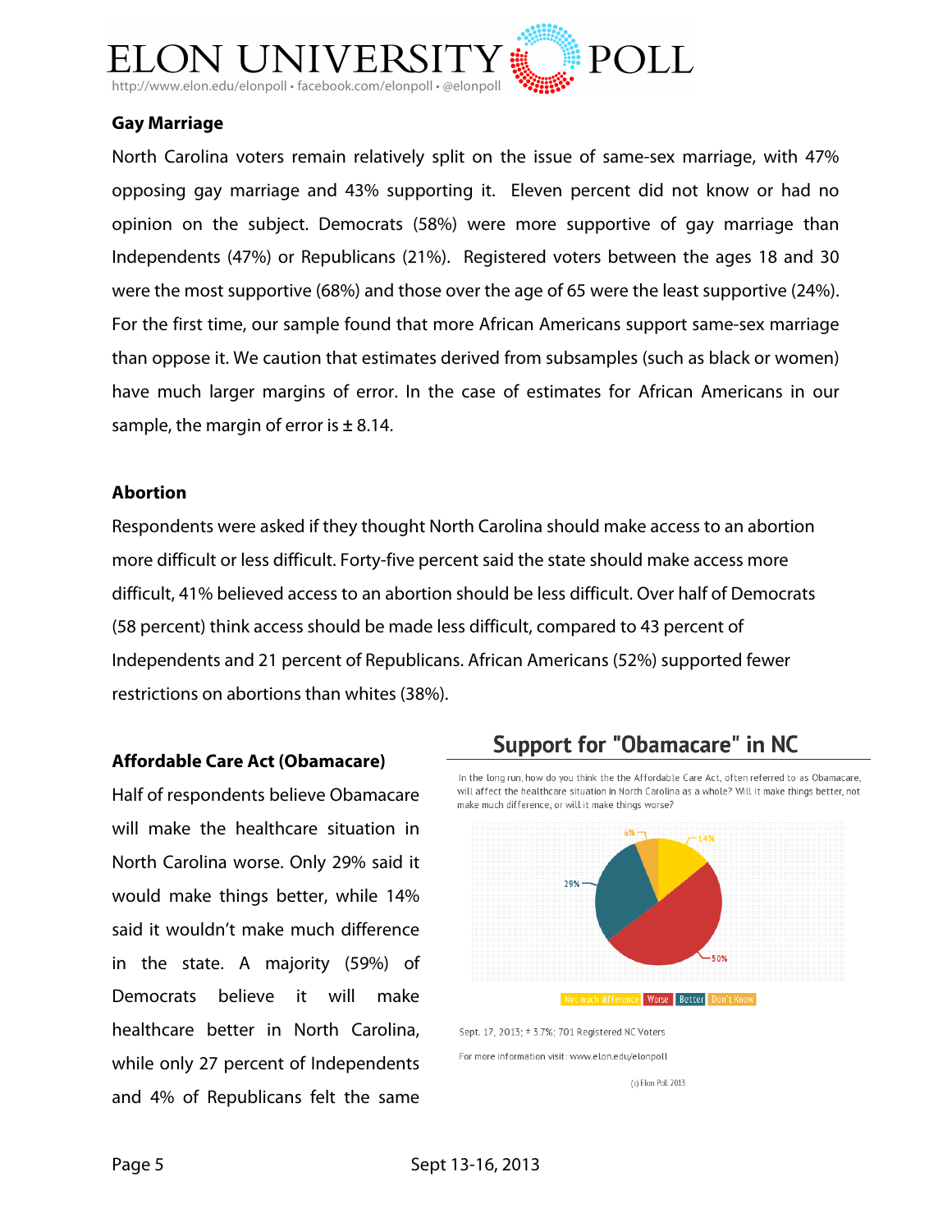## Gay Marriage

North Carolina voters remain relatively split on the issue of same-sex marriage, with 47% opposing gay marriage and 43% supporting it. Eleven percent did not know or had no opinion on the subject. Democrats (58%) were more supportive of gay marriage than Independents (47%) or Republicans (21%). Registered voters between the ages 18 and 30 were the most supportive (68%) and those over the age of 65 were the least supportive (24%). For the first time, our sample found that more African Americans support same-sex marriage than oppose it. We caution that estimates derived from subsamples (such as black or women) have much larger margins of error. In the case of estimates for African Americans in our sample, the margin of error is ± 8.14.

## Abortion

Respondents were asked if they thought North Carolina should make access to an abortion more difficult or less difficult. Forty-five percent said the state should make access more difficult, 41% believed access to an abortion should be less difficult. Over half of Democrats (58 percent) think access should be made less difficult, compared to 43 percent of Independents and 21 percent of Republicans. African Americans (52%) supported fewer restrictions on abortions than whites (38%).

## Affordable Care Act (Obamacare)

Half of respondents believe Obamacare will make the healthcare situation in North Carolina worse. Only 29% said it would make things better, while 14% said it wouldn't make much difference in the state. A majority (59%) of Democrats believe it will make healthcare better in North Carolina, while only 27 percent of Independents and 4% of Republicans felt the same

**Support for "Obamacare" in NC**

In the long run, how do you think the the Affordable Care Act, often referred to as Obamacare, will affect the healthcare situation in North Carolina as a whole? Will it make things better, not make much difference, or will it make things worse?

| Response | Percent |
|---|---|
| Not much difference | 14% |
| Worse | 50% |
| Better | 29% |
| Don't Know | 6% |

Sept. 17, 2013; ± 3.7%; 701 Registered NC Voters

For more information visit: www.elon.edu/elonpoll

(c) Elon Poll 2013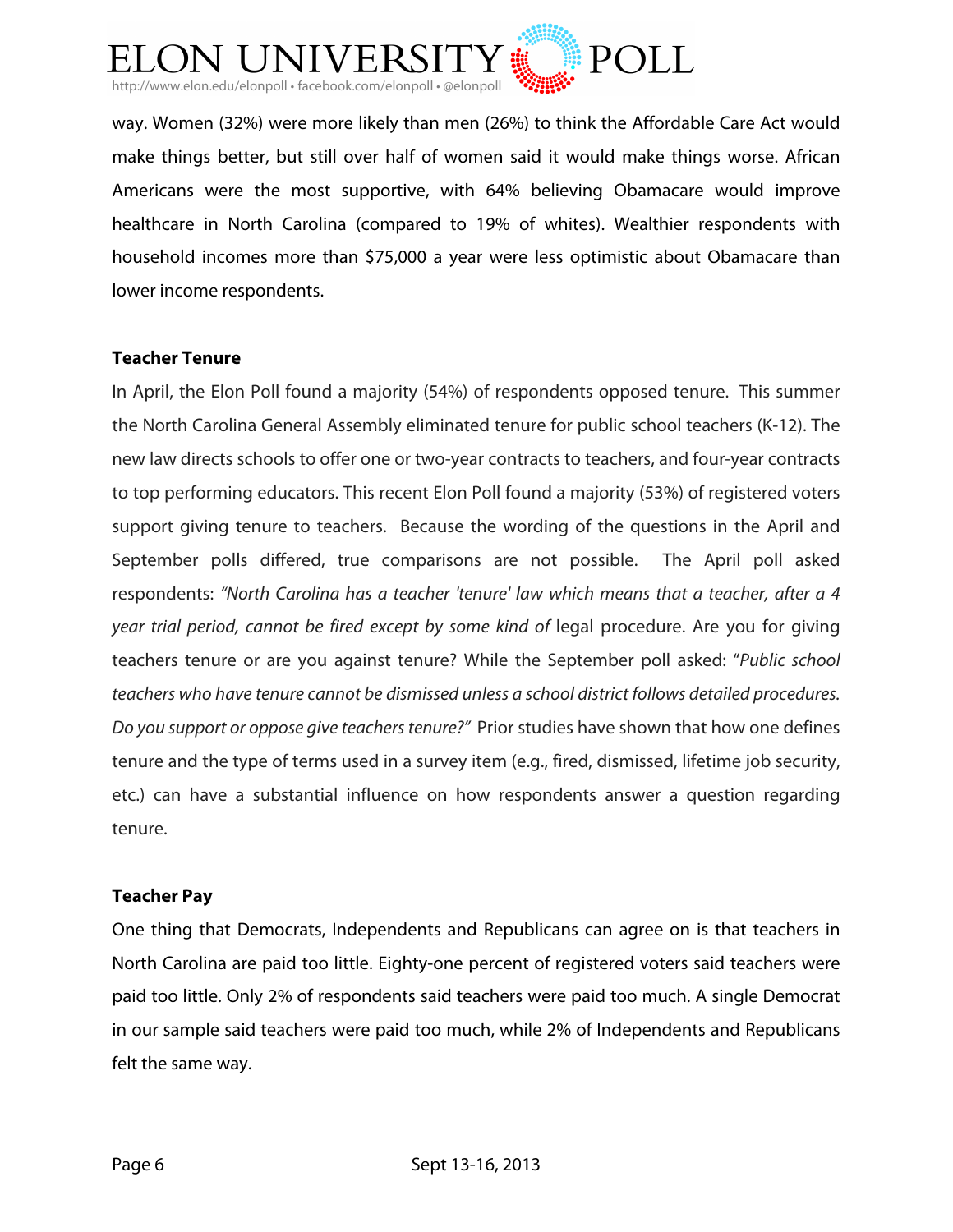way. Women (32%) were more likely than men (26%) to think the Affordable Care Act would make things better, but still over half of women said it would make things worse. African Americans were the most supportive, with 64% believing Obamacare would improve healthcare in North Carolina (compared to 19% of whites). Wealthier respondents with household incomes more than $75,000 a year were less optimistic about Obamacare than lower income respondents.

**Teacher Tenure**

In April, the Elon Poll found a majority (54%) of respondents opposed tenure. This summer the North Carolina General Assembly eliminated tenure for public school teachers (K-12). The new law directs schools to offer one or two-year contracts to teachers, and four-year contracts to top performing educators. This recent Elon Poll found a majority (53%) of registered voters support giving tenure to teachers. Because the wording of the questions in the April and September polls differed, true comparisons are not possible. The April poll asked respondents: *"North Carolina has a teacher 'tenure' law which means that a teacher, after a 4 year trial period, cannot be fired except by some kind of* legal procedure. Are you for giving teachers tenure or are you against tenure? While the September poll asked: "*Public school teachers who have tenure cannot be dismissed unless a school district follows detailed procedures. Do you support or oppose give teachers tenure?"* Prior studies have shown that how one defines tenure and the type of terms used in a survey item (e.g., fired, dismissed, lifetime job security, etc.) can have a substantial influence on how respondents answer a question regarding tenure.

**Teacher Pay**

One thing that Democrats, Independents and Republicans can agree on is that teachers in North Carolina are paid too little. Eighty-one percent of registered voters said teachers were paid too little. Only 2% of respondents said teachers were paid too much. A single Democrat in our sample said teachers were paid too much, while 2% of Independents and Republicans felt the same way.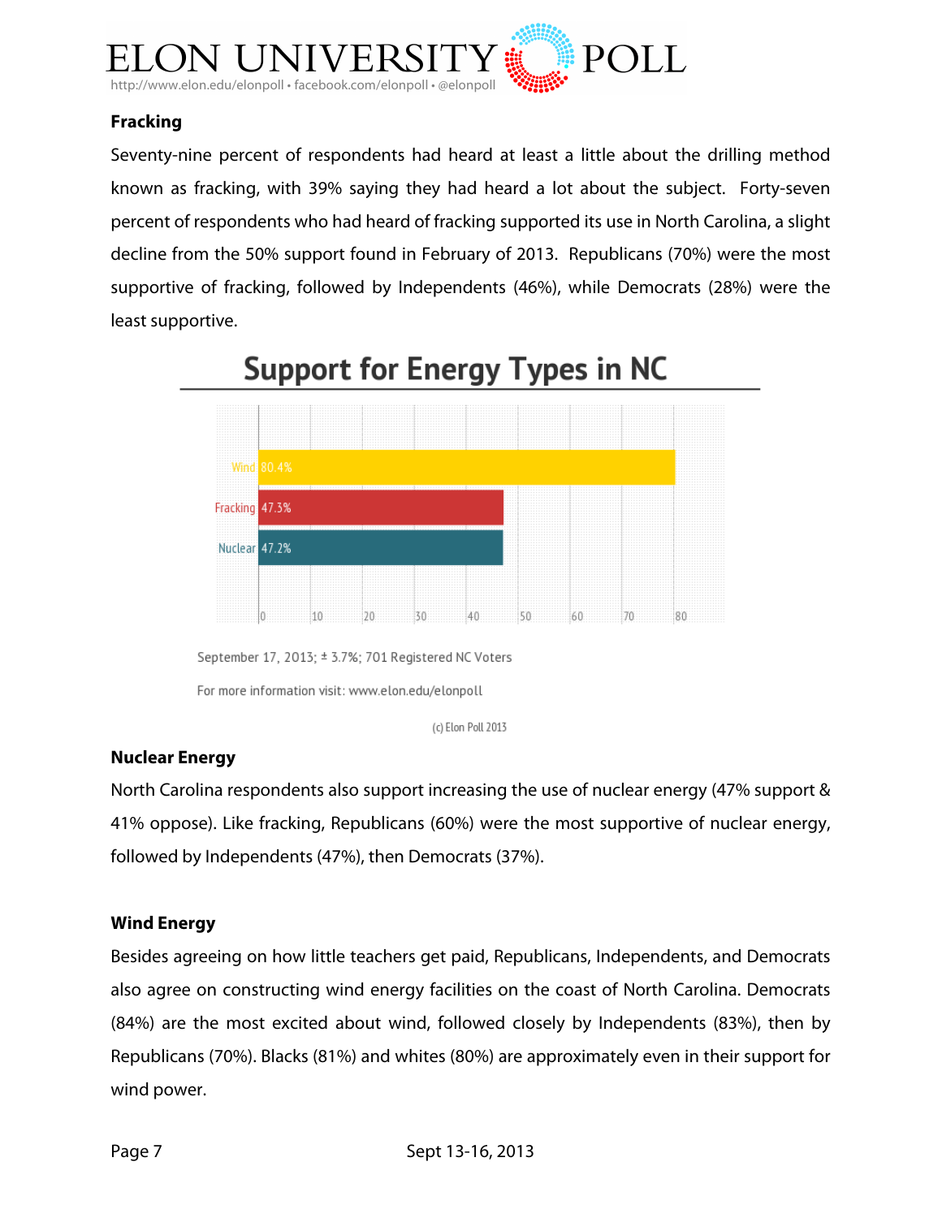## Fracking

Seventy-nine percent of respondents had heard at least a little about the drilling method known as fracking, with 39% saying they had heard a lot about the subject. Forty-seven percent of respondents who had heard of fracking supported its use in North Carolina, a slight decline from the 50% support found in February of 2013. Republicans (70%) were the most supportive of fracking, followed by Independents (46%), while Democrats (28%) were the least supportive.

**Support for Energy Types in NC**

| Energy Type | Support |
|---|---|
| Wind | 80.4% |
| Fracking | 47.3% |
| Nuclear | 47.2% |

September 17, 2013; ± 3.7%; 701 Registered NC Voters

For more information visit: www.elon.edu/elonpoll

(c) Elon Poll 2013

## Nuclear Energy

North Carolina respondents also support increasing the use of nuclear energy (47% support & 41% oppose). Like fracking, Republicans (60%) were the most supportive of nuclear energy, followed by Independents (47%), then Democrats (37%).

## Wind Energy

Besides agreeing on how little teachers get paid, Republicans, Independents, and Democrats also agree on constructing wind energy facilities on the coast of North Carolina. Democrats (84%) are the most excited about wind, followed closely by Independents (83%), then by Republicans (70%). Blacks (81%) and whites (80%) are approximately even in their support for wind power.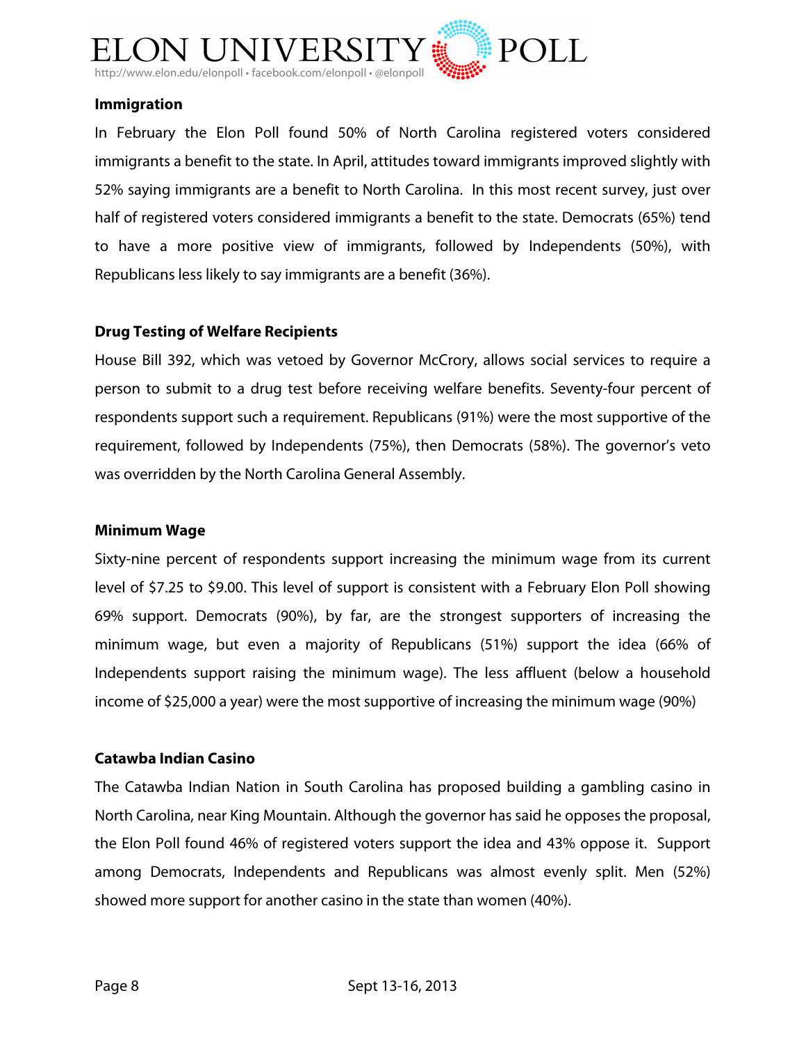## Immigration

In February the Elon Poll found 50% of North Carolina registered voters considered immigrants a benefit to the state. In April, attitudes toward immigrants improved slightly with 52% saying immigrants are a benefit to North Carolina. In this most recent survey, just over half of registered voters considered immigrants a benefit to the state. Democrats (65%) tend to have a more positive view of immigrants, followed by Independents (50%), with Republicans less likely to say immigrants are a benefit (36%).

## Drug Testing of Welfare Recipients

House Bill 392, which was vetoed by Governor McCrory, allows social services to require a person to submit to a drug test before receiving welfare benefits. Seventy-four percent of respondents support such a requirement. Republicans (91%) were the most supportive of the requirement, followed by Independents (75%), then Democrats (58%). The governor's veto was overridden by the North Carolina General Assembly.

## Minimum Wage

Sixty-nine percent of respondents support increasing the minimum wage from its current level of $7.25 to $9.00. This level of support is consistent with a February Elon Poll showing 69% support. Democrats (90%), by far, are the strongest supporters of increasing the minimum wage, but even a majority of Republicans (51%) support the idea (66% of Independents support raising the minimum wage). The less affluent (below a household income of $25,000 a year) were the most supportive of increasing the minimum wage (90%)

## Catawba Indian Casino

The Catawba Indian Nation in South Carolina has proposed building a gambling casino in North Carolina, near King Mountain. Although the governor has said he opposes the proposal, the Elon Poll found 46% of registered voters support the idea and 43% oppose it. Support among Democrats, Independents and Republicans was almost evenly split. Men (52%) showed more support for another casino in the state than women (40%).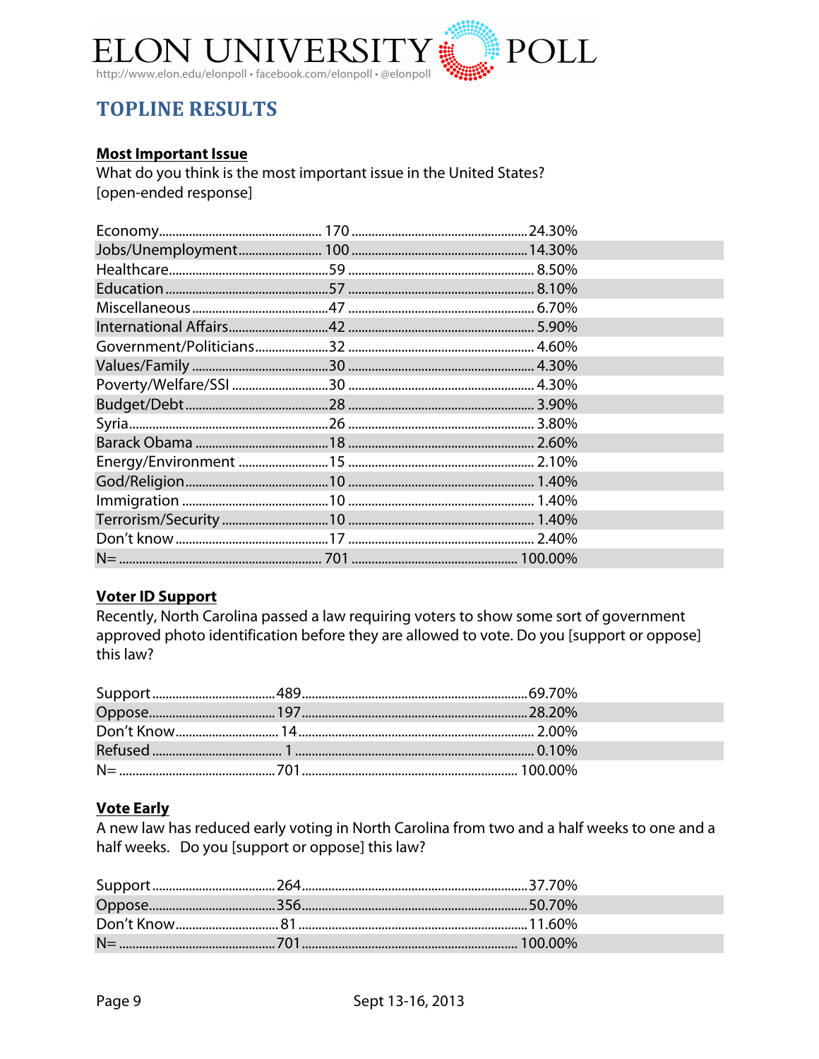# TOPLINE RESULTS

**Most Important Issue**

What do you think is the most important issue in the United States? [open-ended response]

| | | |
|---|---|---|
| Economy | 170 | 24.30% |
| Jobs/Unemployment | 100 | 14.30% |
| Healthcare | 59 | 8.50% |
| Education | 57 | 8.10% |
| Miscellaneous | 47 | 6.70% |
| International Affairs | 42 | 5.90% |
| Government/Politicians | 32 | 4.60% |
| Values/Family | 30 | 4.30% |
| Poverty/Welfare/SSI | 30 | 4.30% |
| Budget/Debt | 28 | 3.90% |
| Syria | 26 | 3.80% |
| Barack Obama | 18 | 2.60% |
| Energy/Environment | 15 | 2.10% |
| God/Religion | 10 | 1.40% |
| Immigration | 10 | 1.40% |
| Terrorism/Security | 10 | 1.40% |
| Don't know | 17 | 2.40% |
| N= | 701 | 100.00% |

**Voter ID Support**

Recently, North Carolina passed a law requiring voters to show some sort of government approved photo identification before they are allowed to vote. Do you [support or oppose] this law?

| | | |
|---|---|---|
| Support | 489 | 69.70% |
| Oppose | 197 | 28.20% |
| Don't Know | 14 | 2.00% |
| Refused | 1 | 0.10% |
| N= | 701 | 100.00% |

**Vote Early**

A new law has reduced early voting in North Carolina from two and a half weeks to one and a half weeks. Do you [support or oppose] this law?

| | | |
|---|---|---|
| Support | 264 | 37.70% |
| Oppose | 356 | 50.70% |
| Don't Know | 81 | 11.60% |
| N= | 701 | 100.00% |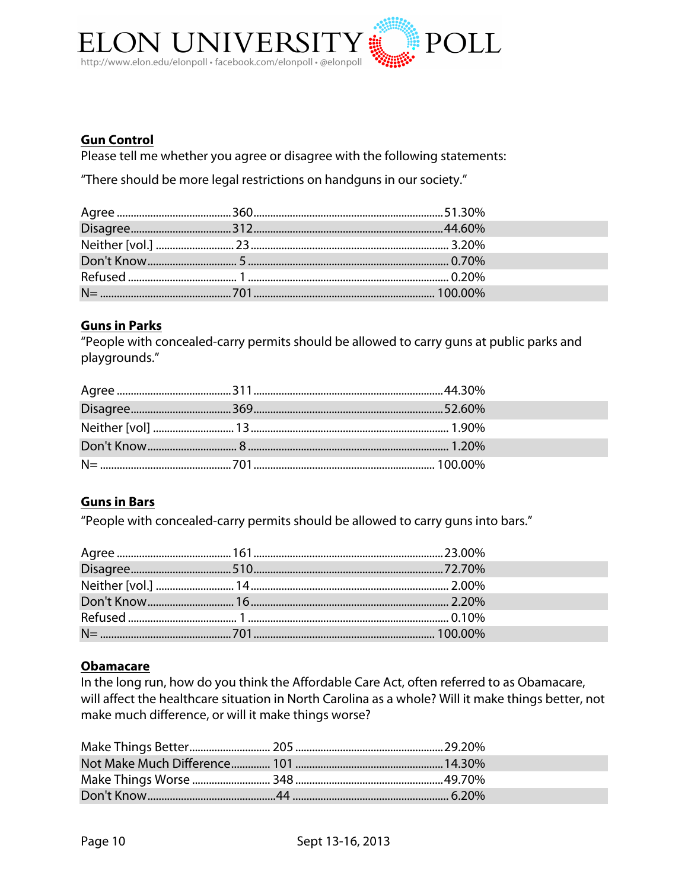## Gun Control

Please tell me whether you agree or disagree with the following statements:

"There should be more legal restrictions on handguns in our society."

| Response | Count | Percent |
|---|---|---|
| Agree | 360 | 51.30% |
| Disagree | 312 | 44.60% |
| Neither [vol.] | 23 | 3.20% |
| Don't Know | 5 | 0.70% |
| Refused | 1 | 0.20% |
| N= | 701 | 100.00% |

## Guns in Parks

"People with concealed-carry permits should be allowed to carry guns at public parks and playgrounds."

| Response | Count | Percent |
|---|---|---|
| Agree | 311 | 44.30% |
| Disagree | 369 | 52.60% |
| Neither [vol] | 13 | 1.90% |
| Don't Know | 8 | 1.20% |
| N= | 701 | 100.00% |

## Guns in Bars

"People with concealed-carry permits should be allowed to carry guns into bars."

| Response | Count | Percent |
|---|---|---|
| Agree | 161 | 23.00% |
| Disagree | 510 | 72.70% |
| Neither [vol.] | 14 | 2.00% |
| Don't Know | 16 | 2.20% |
| Refused | 1 | 0.10% |
| N= | 701 | 100.00% |

## Obamacare

In the long run, how do you think the Affordable Care Act, often referred to as Obamacare, will affect the healthcare situation in North Carolina as a whole? Will it make things better, not make much difference, or will it make things worse?

| Response | Count | Percent |
|---|---|---|
| Make Things Better | 205 | 29.20% |
| Not Make Much Difference | 101 | 14.30% |
| Make Things Worse | 348 | 49.70% |
| Don't Know | 44 | 6.20% |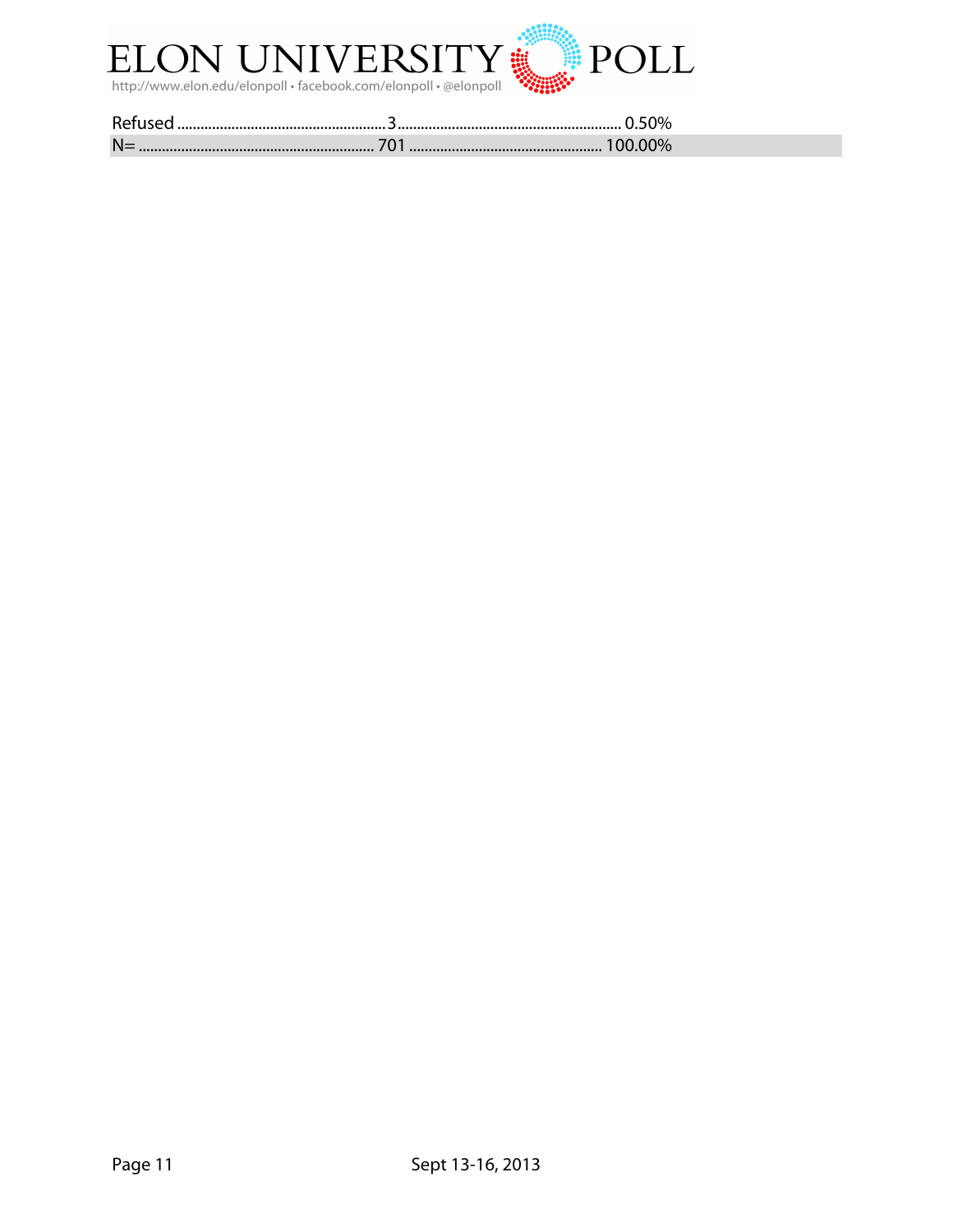| | | |
|---|---|---|
| Refused | 3 | 0.50% |
| N= | 701 | 100.00% |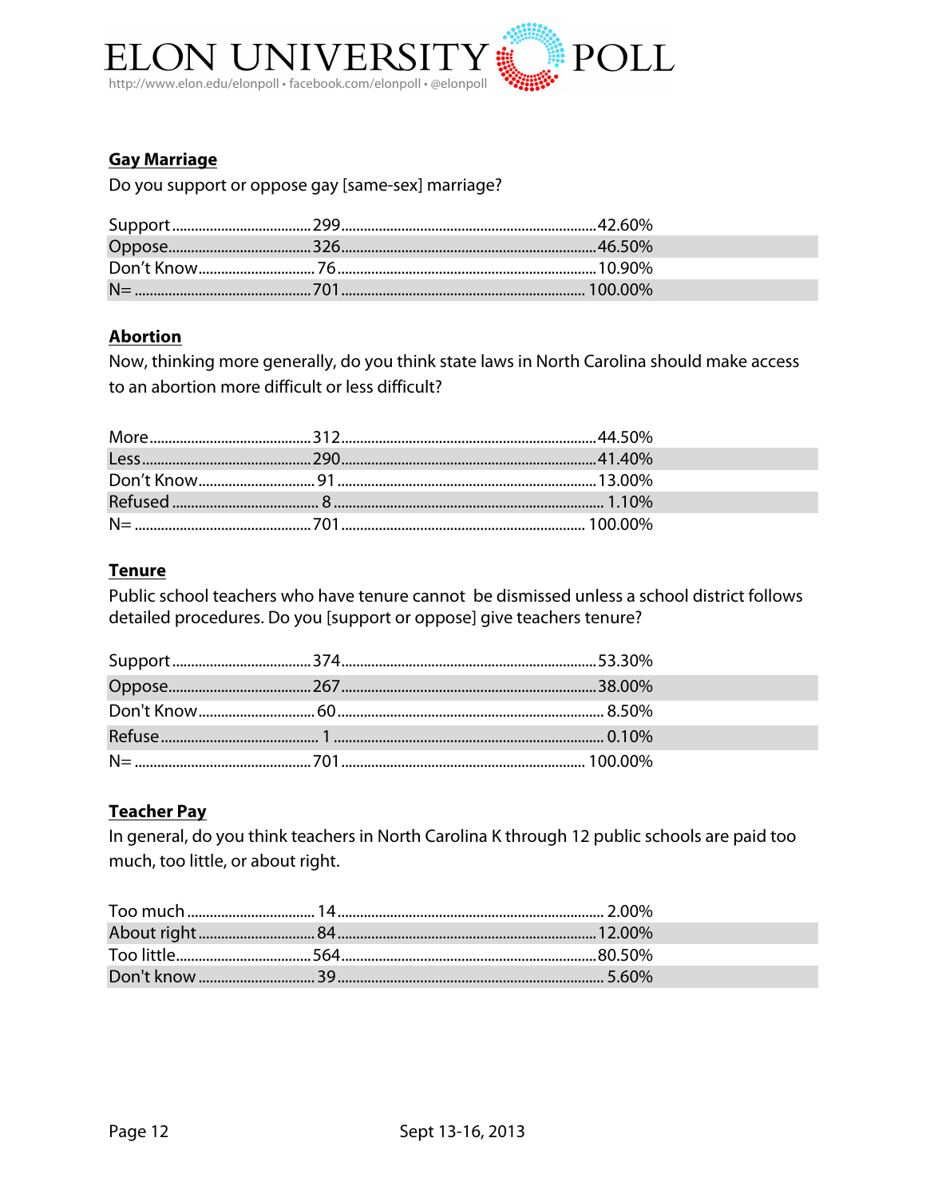### Gay Marriage

Do you support or oppose gay [same-sex] marriage?

| | | |
|---|---|---|
| Support | 299 | 42.60% |
| Oppose | 326 | 46.50% |
| Don't Know | 76 | 10.90% |
| N= | 701 | 100.00% |

### Abortion

Now, thinking more generally, do you think state laws in North Carolina should make access to an abortion more difficult or less difficult?

| | | |
|---|---|---|
| More | 312 | 44.50% |
| Less | 290 | 41.40% |
| Don't Know | 91 | 13.00% |
| Refused | 8 | 1.10% |
| N= | 701 | 100.00% |

### Tenure

Public school teachers who have tenure cannot be dismissed unless a school district follows detailed procedures. Do you [support or oppose] give teachers tenure?

| | | |
|---|---|---|
| Support | 374 | 53.30% |
| Oppose | 267 | 38.00% |
| Don't Know | 60 | 8.50% |
| Refuse | 1 | 0.10% |
| N= | 701 | 100.00% |

### Teacher Pay

In general, do you think teachers in North Carolina K through 12 public schools are paid too much, too little, or about right.

| | | |
|---|---|---|
| Too much | 14 | 2.00% |
| About right | 84 | 12.00% |
| Too little | 564 | 80.50% |
| Don't know | 39 | 5.60% |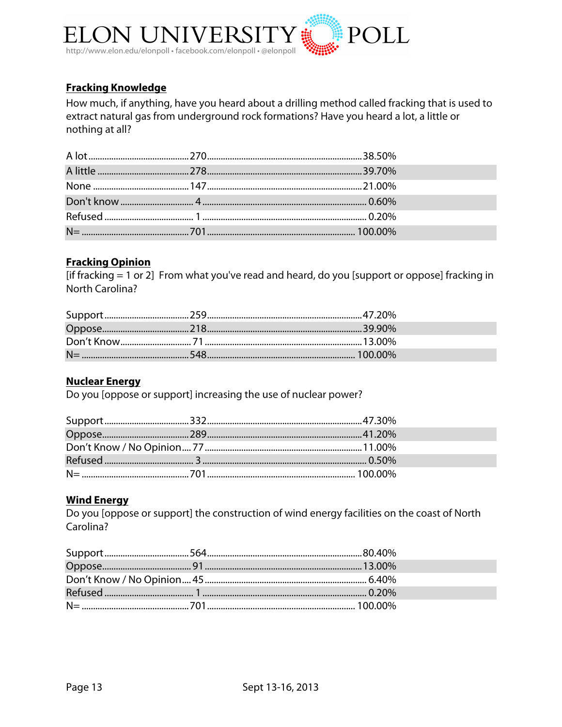## Fracking Knowledge

How much, if anything, have you heard about a drilling method called fracking that is used to extract natural gas from underground rock formations? Have you heard a lot, a little or nothing at all?

| Response | Count | Percent |
|---|---|---|
| A lot | 270 | 38.50% |
| A little | 278 | 39.70% |
| None | 147 | 21.00% |
| Don't know | 4 | 0.60% |
| Refused | 1 | 0.20% |
| N= | 701 | 100.00% |

## Fracking Opinion

[if fracking = 1 or 2] From what you've read and heard, do you [support or oppose] fracking in North Carolina?

| Response | Count | Percent |
|---|---|---|
| Support | 259 | 47.20% |
| Oppose | 218 | 39.90% |
| Don't Know | 71 | 13.00% |
| N= | 548 | 100.00% |

## Nuclear Energy

Do you [oppose or support] increasing the use of nuclear power?

| Response | Count | Percent |
|---|---|---|
| Support | 332 | 47.30% |
| Oppose | 289 | 41.20% |
| Don't Know / No Opinion | 77 | 11.00% |
| Refused | 3 | 0.50% |
| N= | 701 | 100.00% |

## Wind Energy

Do you [oppose or support] the construction of wind energy facilities on the coast of North Carolina?

| Response | Count | Percent |
|---|---|---|
| Support | 564 | 80.40% |
| Oppose | 91 | 13.00% |
| Don't Know / No Opinion | 45 | 6.40% |
| Refused | 1 | 0.20% |
| N= | 701 | 100.00% |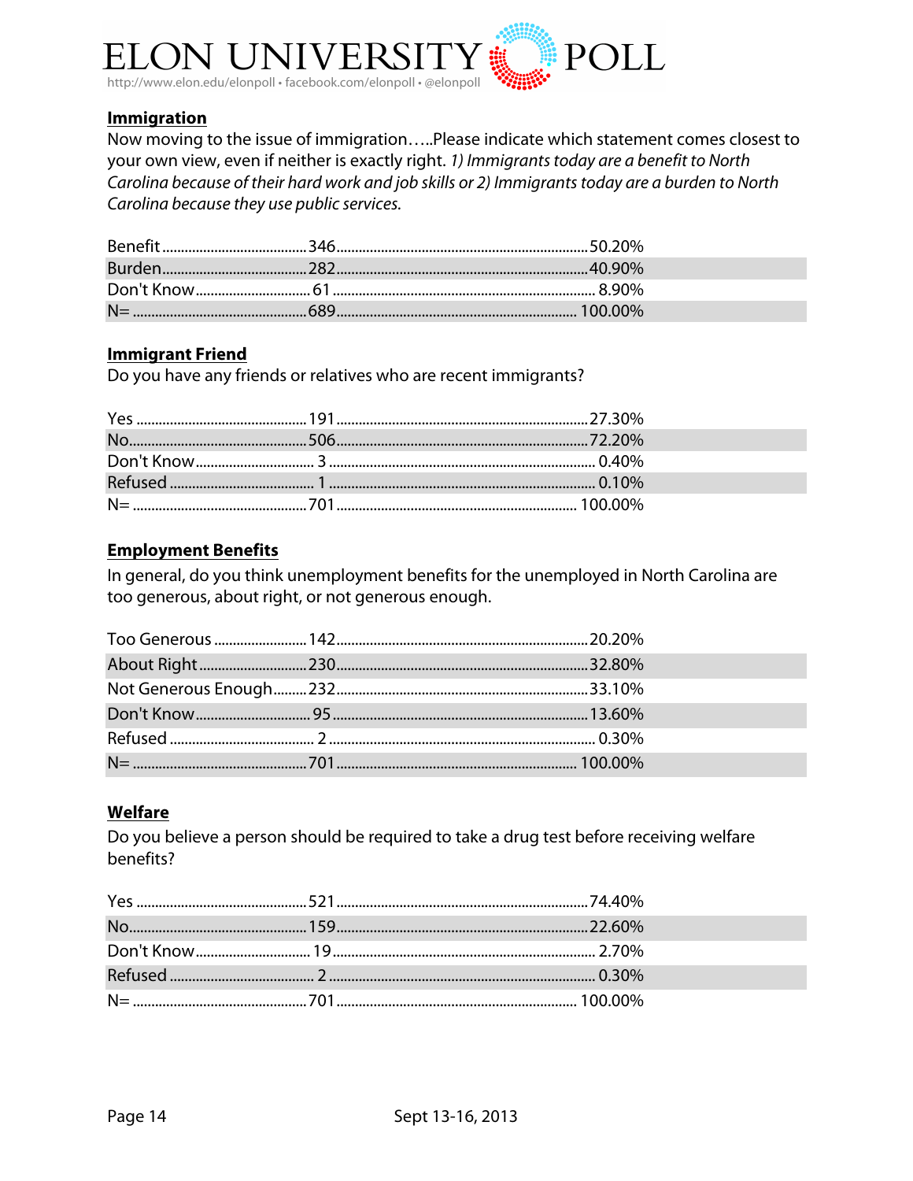**Immigration**

Now moving to the issue of immigration…..Please indicate which statement comes closest to your own view, even if neither is exactly right. *1) Immigrants today are a benefit to North Carolina because of their hard work and job skills or 2) Immigrants today are a burden to North Carolina because they use public services.*

| Response | Count | Percent |
|---|---|---|
| Benefit | 346 | 50.20% |
| Burden | 282 | 40.90% |
| Don't Know | 61 | 8.90% |
| N= | 689 | 100.00% |

**Immigrant Friend**

Do you have any friends or relatives who are recent immigrants?

| Response | Count | Percent |
|---|---|---|
| Yes | 191 | 27.30% |
| No | 506 | 72.20% |
| Don't Know | 3 | 0.40% |
| Refused | 1 | 0.10% |
| N= | 701 | 100.00% |

**Employment Benefits**

In general, do you think unemployment benefits for the unemployed in North Carolina are too generous, about right, or not generous enough.

| Response | Count | Percent |
|---|---|---|
| Too Generous | 142 | 20.20% |
| About Right | 230 | 32.80% |
| Not Generous Enough | 232 | 33.10% |
| Don't Know | 95 | 13.60% |
| Refused | 2 | 0.30% |
| N= | 701 | 100.00% |

**Welfare**

Do you believe a person should be required to take a drug test before receiving welfare benefits?

| Response | Count | Percent |
|---|---|---|
| Yes | 521 | 74.40% |
| No | 159 | 22.60% |
| Don't Know | 19 | 2.70% |
| Refused | 2 | 0.30% |
| N= | 701 | 100.00% |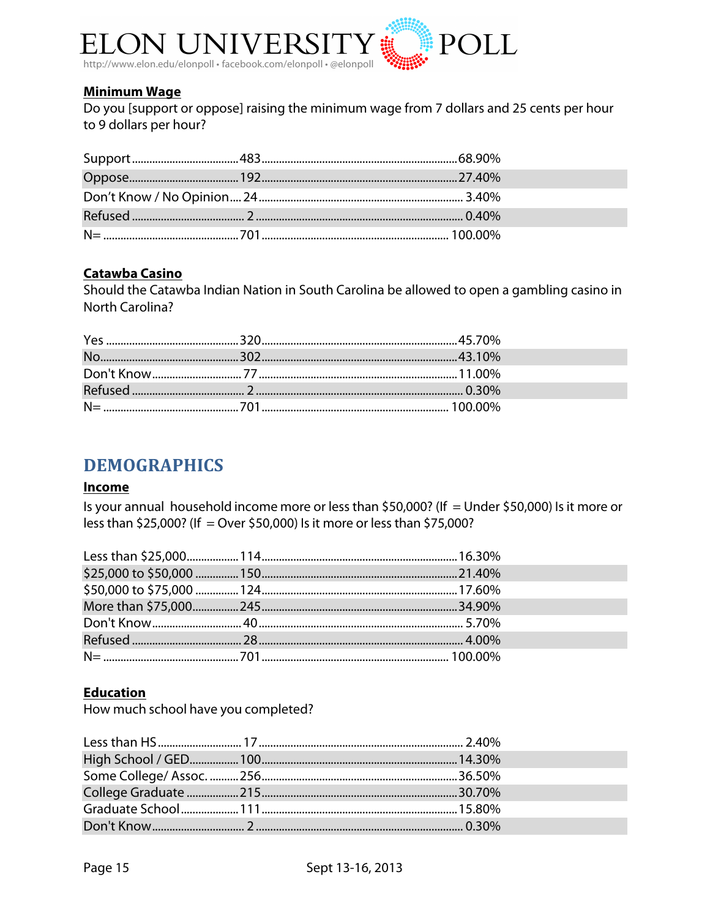### Minimum Wage

Do you [support or oppose] raising the minimum wage from 7 dollars and 25 cents per hour to 9 dollars per hour?

| Response | Count | Percent |
|---|---|---|
| Support | 483 | 68.90% |
| Oppose | 192 | 27.40% |
| Don't Know / No Opinion | 24 | 3.40% |
| Refused | 2 | 0.40% |
| N= | 701 | 100.00% |

### Catawba Casino

Should the Catawba Indian Nation in South Carolina be allowed to open a gambling casino in North Carolina?

| Response | Count | Percent |
|---|---|---|
| Yes | 320 | 45.70% |
| No | 302 | 43.10% |
| Don't Know | 77 | 11.00% |
| Refused | 2 | 0.30% |
| N= | 701 | 100.00% |

## DEMOGRAPHICS

### Income

Is your annual household income more or less than $50,000? (If = Under $50,000) Is it more or less than $25,000? (If = Over $50,000) Is it more or less than $75,000?

| Response | Count | Percent |
|---|---|---|
| Less than $25,000 | 114 | 16.30% |
| $25,000 to $50,000 | 150 | 21.40% |
| $50,000 to $75,000 | 124 | 17.60% |
| More than $75,000 | 245 | 34.90% |
| Don't Know | 40 | 5.70% |
| Refused | 28 | 4.00% |
| N= | 701 | 100.00% |

### Education

How much school have you completed?

| Response | Count | Percent |
|---|---|---|
| Less than HS | 17 | 2.40% |
| High School / GED | 100 | 14.30% |
| Some College/ Assoc. | 256 | 36.50% |
| College Graduate | 215 | 30.70% |
| Graduate School | 111 | 15.80% |
| Don't Know | 2 | 0.30% |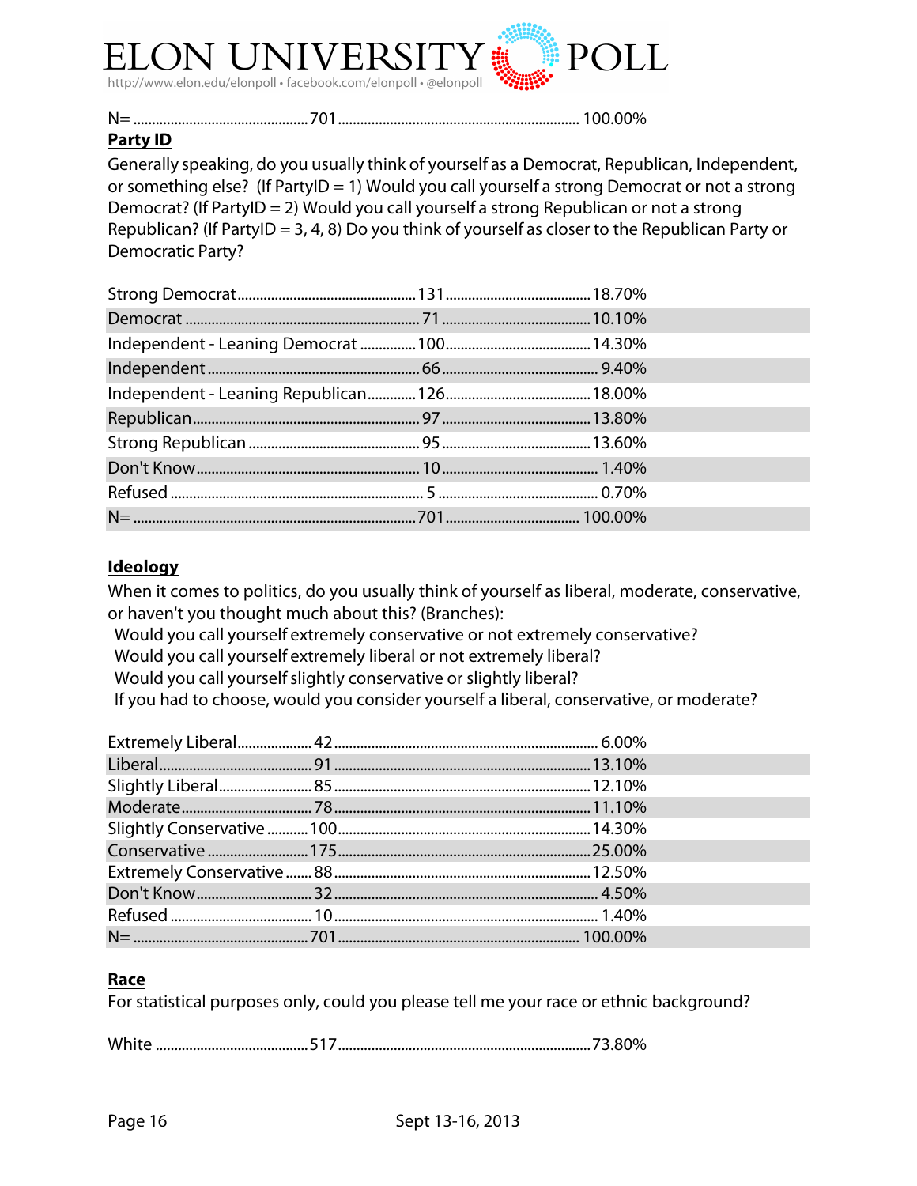| N= | 701 | 100.00% |
|---|---|---|

**Party ID**

Generally speaking, do you usually think of yourself as a Democrat, Republican, Independent, or something else? (If PartyID = 1) Would you call yourself a strong Democrat or not a strong Democrat? (If PartyID = 2) Would you call yourself a strong Republican or not a strong Republican? (If PartyID = 3, 4, 8) Do you think of yourself as closer to the Republican Party or Democratic Party?

| Response | N | % |
|---|---|---|
| Strong Democrat | 131 | 18.70% |
| Democrat | 71 | 10.10% |
| Independent - Leaning Democrat | 100 | 14.30% |
| Independent | 66 | 9.40% |
| Independent - Leaning Republican | 126 | 18.00% |
| Republican | 97 | 13.80% |
| Strong Republican | 95 | 13.60% |
| Don't Know | 10 | 1.40% |
| Refused | 5 | 0.70% |
| N= | 701 | 100.00% |

**Ideology**

When it comes to politics, do you usually think of yourself as liberal, moderate, conservative, or haven't you thought much about this? (Branches):
Would you call yourself extremely conservative or not extremely conservative?
Would you call yourself extremely liberal or not extremely liberal?
Would you call yourself slightly conservative or slightly liberal?
If you had to choose, would you consider yourself a liberal, conservative, or moderate?

| Response | N | % |
|---|---|---|
| Extremely Liberal | 42 | 6.00% |
| Liberal | 91 | 13.10% |
| Slightly Liberal | 85 | 12.10% |
| Moderate | 78 | 11.10% |
| Slightly Conservative | 100 | 14.30% |
| Conservative | 175 | 25.00% |
| Extremely Conservative | 88 | 12.50% |
| Don't Know | 32 | 4.50% |
| Refused | 10 | 1.40% |
| N= | 701 | 100.00% |

**Race**

For statistical purposes only, could you please tell me your race or ethnic background?

| Response | N | % |
|---|---|---|
| White | 517 | 73.80% |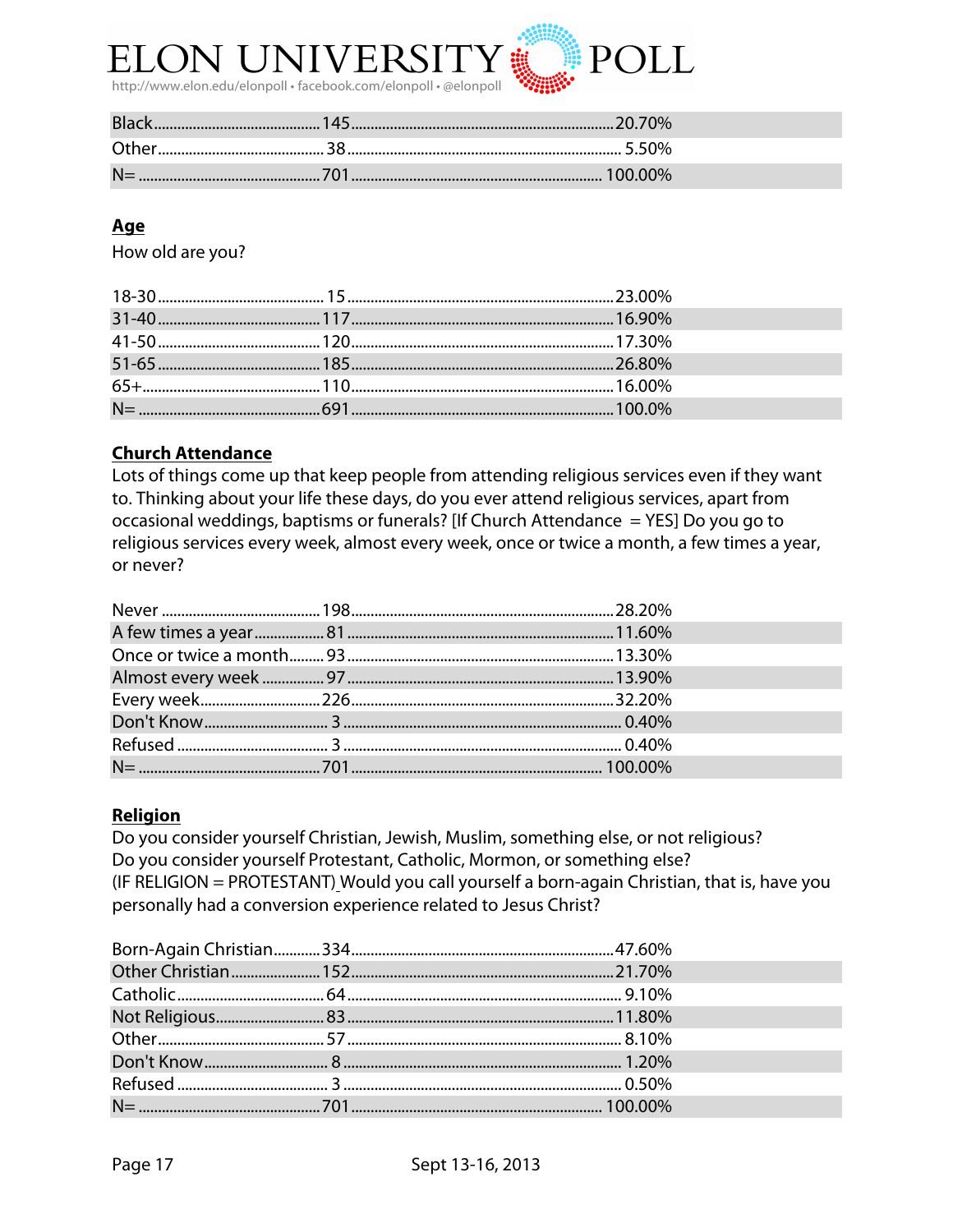| | | |
|---|---|---|
| Black | 145 | 20.70% |
| Other | 38 | 5.50% |
| N= | 701 | 100.00% |

## Age

How old are you?

| | | |
|---|---|---|
| 18-30 | 15 | 23.00% |
| 31-40 | 117 | 16.90% |
| 41-50 | 120 | 17.30% |
| 51-65 | 185 | 26.80% |
| 65+ | 110 | 16.00% |
| N= | 691 | 100.0% |

## Church Attendance

Lots of things come up that keep people from attending religious services even if they want to. Thinking about your life these days, do you ever attend religious services, apart from occasional weddings, baptisms or funerals? [If Church Attendance = YES] Do you go to religious services every week, almost every week, once or twice a month, a few times a year, or never?

| | | |
|---|---|---|
| Never | 198 | 28.20% |
| A few times a year | 81 | 11.60% |
| Once or twice a month | 93 | 13.30% |
| Almost every week | 97 | 13.90% |
| Every week | 226 | 32.20% |
| Don't Know | 3 | 0.40% |
| Refused | 3 | 0.40% |
| N= | 701 | 100.00% |

## Religion

Do you consider yourself Christian, Jewish, Muslim, something else, or not religious?
Do you consider yourself Protestant, Catholic, Mormon, or something else?
(IF RELIGION = PROTESTANT) Would you call yourself a born-again Christian, that is, have you personally had a conversion experience related to Jesus Christ?

| | | |
|---|---|---|
| Born-Again Christian | 334 | 47.60% |
| Other Christian | 152 | 21.70% |
| Catholic | 64 | 9.10% |
| Not Religious | 83 | 11.80% |
| Other | 57 | 8.10% |
| Don't Know | 8 | 1.20% |
| Refused | 3 | 0.50% |
| N= | 701 | 100.00% |

Sept 13-16, 2013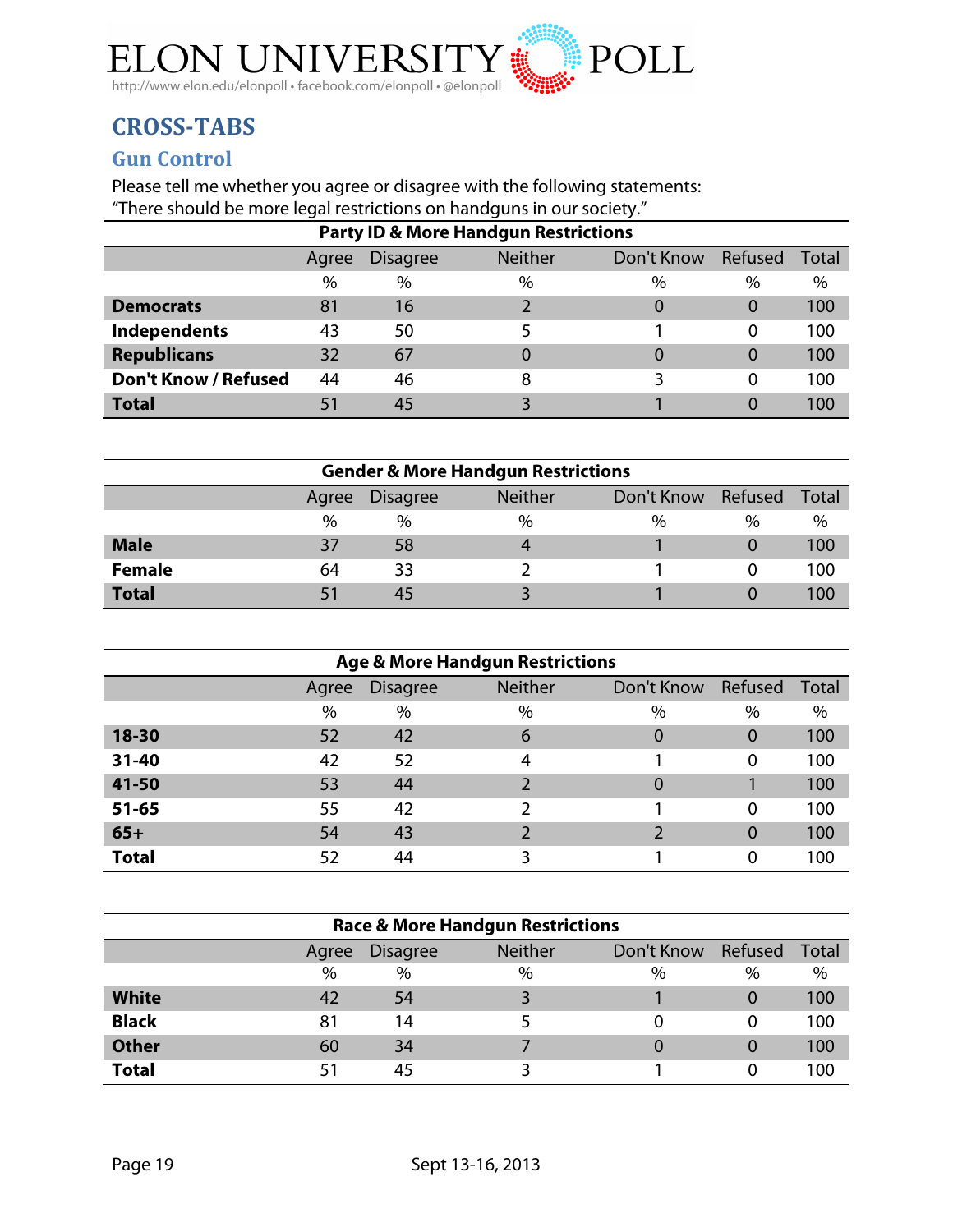# CROSS-TABS

## Gun Control

Please tell me whether you agree or disagree with the following statements:
"There should be more legal restrictions on handguns in our society."

**Party ID & More Handgun Restrictions**

| | Agree | Disagree | Neither | Don't Know | Refused | Total |
|---|---|---|---|---|---|---|
| | % | % | % | % | % | % |
| **Democrats** | 81 | 16 | 2 | 0 | 0 | 100 |
| **Independents** | 43 | 50 | 5 | 1 | 0 | 100 |
| **Republicans** | 32 | 67 | 0 | 0 | 0 | 100 |
| **Don't Know / Refused** | 44 | 46 | 8 | 3 | 0 | 100 |
| **Total** | 51 | 45 | 3 | 1 | 0 | 100 |

**Gender & More Handgun Restrictions**

| | Agree | Disagree | Neither | Don't Know | Refused | Total |
|---|---|---|---|---|---|---|
| | % | % | % | % | % | % |
| **Male** | 37 | 58 | 4 | 1 | 0 | 100 |
| **Female** | 64 | 33 | 2 | 1 | 0 | 100 |
| **Total** | 51 | 45 | 3 | 1 | 0 | 100 |

**Age & More Handgun Restrictions**

| | Agree | Disagree | Neither | Don't Know | Refused | Total |
|---|---|---|---|---|---|---|
| | % | % | % | % | % | % |
| **18-30** | 52 | 42 | 6 | 0 | 0 | 100 |
| **31-40** | 42 | 52 | 4 | 1 | 0 | 100 |
| **41-50** | 53 | 44 | 2 | 0 | 1 | 100 |
| **51-65** | 55 | 42 | 2 | 1 | 0 | 100 |
| **65+** | 54 | 43 | 2 | 2 | 0 | 100 |
| **Total** | 52 | 44 | 3 | 1 | 0 | 100 |

**Race & More Handgun Restrictions**

| | Agree | Disagree | Neither | Don't Know | Refused | Total |
|---|---|---|---|---|---|---|
| | % | % | % | % | % | % |
| **White** | 42 | 54 | 3 | 1 | 0 | 100 |
| **Black** | 81 | 14 | 5 | 0 | 0 | 100 |
| **Other** | 60 | 34 | 7 | 0 | 0 | 100 |
| **Total** | 51 | 45 | 3 | 1 | 0 | 100 |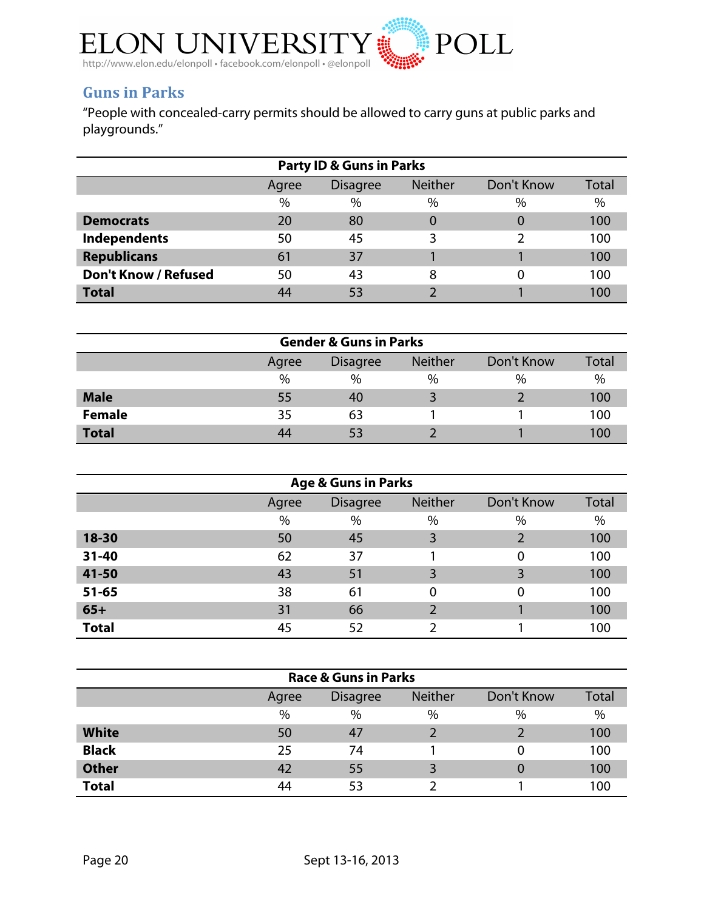## Guns in Parks

"People with concealed-carry permits should be allowed to carry guns at public parks and playgrounds."

| Party ID & Guns in Parks | | | | | |
|---|---|---|---|---|---|
| | Agree | Disagree | Neither | Don't Know | Total |
| | % | % | % | % | % |
| **Democrats** | 20 | 80 | 0 | 0 | 100 |
| **Independents** | 50 | 45 | 3 | 2 | 100 |
| **Republicans** | 61 | 37 | 1 | 1 | 100 |
| **Don't Know / Refused** | 50 | 43 | 8 | 0 | 100 |
| **Total** | 44 | 53 | 2 | 1 | 100 |

| Gender & Guns in Parks | | | | | |
|---|---|---|---|---|---|
| | Agree | Disagree | Neither | Don't Know | Total |
| | % | % | % | % | % |
| **Male** | 55 | 40 | 3 | 2 | 100 |
| **Female** | 35 | 63 | 1 | 1 | 100 |
| **Total** | 44 | 53 | 2 | 1 | 100 |

| Age & Guns in Parks | | | | | |
|---|---|---|---|---|---|
| | Agree | Disagree | Neither | Don't Know | Total |
| | % | % | % | % | % |
| **18-30** | 50 | 45 | 3 | 2 | 100 |
| **31-40** | 62 | 37 | 1 | 0 | 100 |
| **41-50** | 43 | 51 | 3 | 3 | 100 |
| **51-65** | 38 | 61 | 0 | 0 | 100 |
| **65+** | 31 | 66 | 2 | 1 | 100 |
| **Total** | 45 | 52 | 2 | 1 | 100 |

| Race & Guns in Parks | | | | | |
|---|---|---|---|---|---|
| | Agree | Disagree | Neither | Don't Know | Total |
| | % | % | % | % | % |
| **White** | 50 | 47 | 2 | 2 | 100 |
| **Black** | 25 | 74 | 1 | 0 | 100 |
| **Other** | 42 | 55 | 3 | 0 | 100 |
| **Total** | 44 | 53 | 2 | 1 | 100 |

Sept 13-16, 2013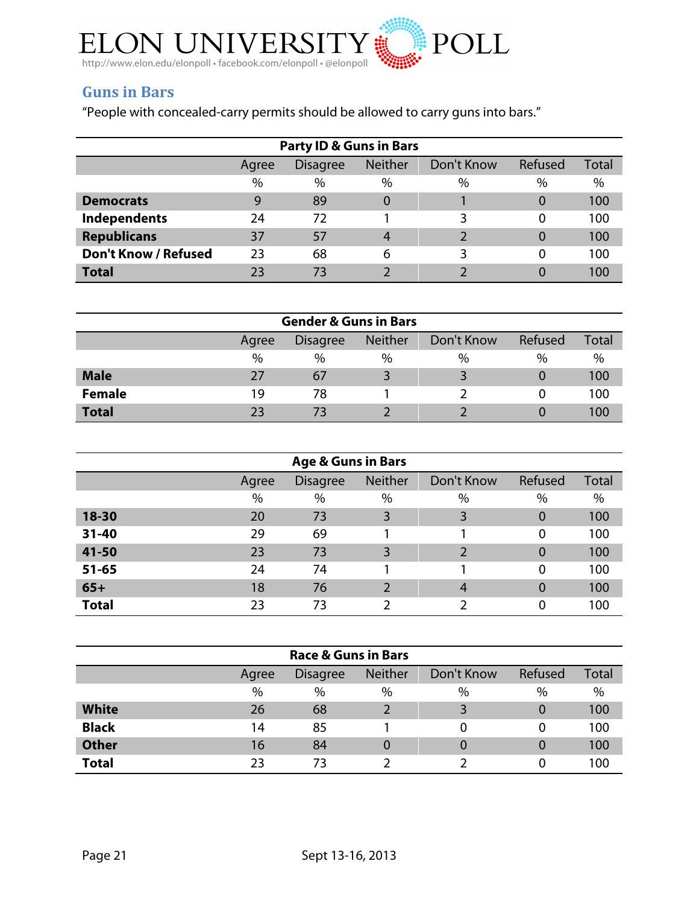## Guns in Bars

"People with concealed-carry permits should be allowed to carry guns into bars."

| Party ID & Guns in Bars | Agree | Disagree | Neither | Don't Know | Refused | Total |
|---|---|---|---|---|---|---|
| | % | % | % | % | % | % |
| **Democrats** | 9 | 89 | 0 | 1 | 0 | 100 |
| **Independents** | 24 | 72 | 1 | 3 | 0 | 100 |
| **Republicans** | 37 | 57 | 4 | 2 | 0 | 100 |
| **Don't Know / Refused** | 23 | 68 | 6 | 3 | 0 | 100 |
| **Total** | 23 | 73 | 2 | 2 | 0 | 100 |

| Gender & Guns in Bars | Agree | Disagree | Neither | Don't Know | Refused | Total |
|---|---|---|---|---|---|---|
| | % | % | % | % | % | % |
| **Male** | 27 | 67 | 3 | 3 | 0 | 100 |
| **Female** | 19 | 78 | 1 | 2 | 0 | 100 |
| **Total** | 23 | 73 | 2 | 2 | 0 | 100 |

| Age & Guns in Bars | Agree | Disagree | Neither | Don't Know | Refused | Total |
|---|---|---|---|---|---|---|
| | % | % | % | % | % | % |
| **18-30** | 20 | 73 | 3 | 3 | 0 | 100 |
| **31-40** | 29 | 69 | 1 | 1 | 0 | 100 |
| **41-50** | 23 | 73 | 3 | 2 | 0 | 100 |
| **51-65** | 24 | 74 | 1 | 1 | 0 | 100 |
| **65+** | 18 | 76 | 2 | 4 | 0 | 100 |
| **Total** | 23 | 73 | 2 | 2 | 0 | 100 |

| Race & Guns in Bars | Agree | Disagree | Neither | Don't Know | Refused | Total |
|---|---|---|---|---|---|---|
| | % | % | % | % | % | % |
| **White** | 26 | 68 | 2 | 3 | 0 | 100 |
| **Black** | 14 | 85 | 1 | 0 | 0 | 100 |
| **Other** | 16 | 84 | 0 | 0 | 0 | 100 |
| **Total** | 23 | 73 | 2 | 2 | 0 | 100 |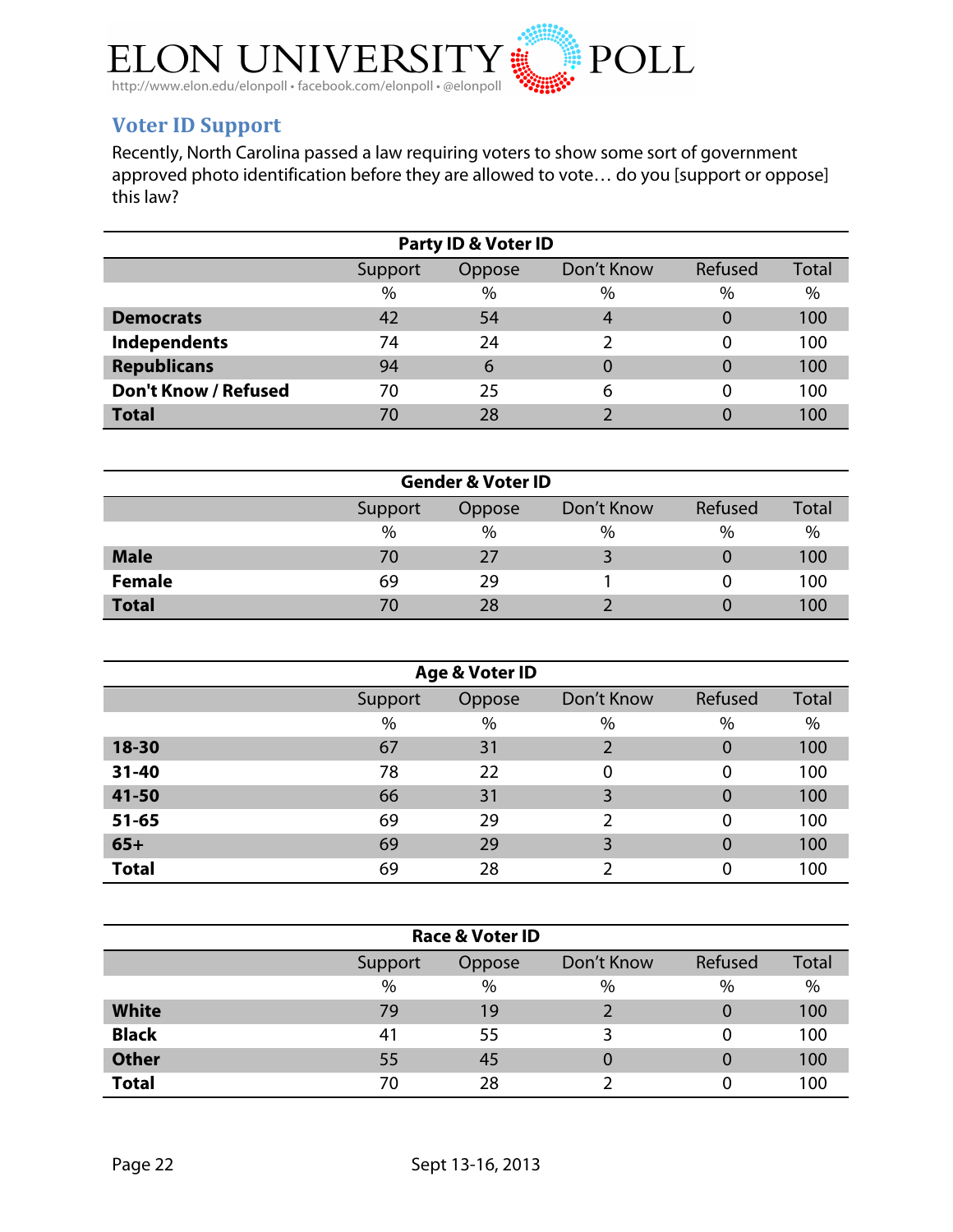## Voter ID Support

Recently, North Carolina passed a law requiring voters to show some sort of government approved photo identification before they are allowed to vote… do you [support or oppose] this law?

| Party ID & Voter ID | | | | | |
|---|---|---|---|---|---|
| | Support | Oppose | Don't Know | Refused | Total |
| | % | % | % | % | % |
| **Democrats** | 42 | 54 | 4 | 0 | 100 |
| **Independents** | 74 | 24 | 2 | 0 | 100 |
| **Republicans** | 94 | 6 | 0 | 0 | 100 |
| **Don't Know / Refused** | 70 | 25 | 6 | 0 | 100 |
| **Total** | 70 | 28 | 2 | 0 | 100 |

| Gender & Voter ID | | | | | |
|---|---|---|---|---|---|
| | Support | Oppose | Don't Know | Refused | Total |
| | % | % | % | % | % |
| **Male** | 70 | 27 | 3 | 0 | 100 |
| **Female** | 69 | 29 | 1 | 0 | 100 |
| **Total** | 70 | 28 | 2 | 0 | 100 |

| Age & Voter ID | | | | | |
|---|---|---|---|---|---|
| | Support | Oppose | Don't Know | Refused | Total |
| | % | % | % | % | % |
| **18-30** | 67 | 31 | 2 | 0 | 100 |
| **31-40** | 78 | 22 | 0 | 0 | 100 |
| **41-50** | 66 | 31 | 3 | 0 | 100 |
| **51-65** | 69 | 29 | 2 | 0 | 100 |
| **65+** | 69 | 29 | 3 | 0 | 100 |
| **Total** | 69 | 28 | 2 | 0 | 100 |

| Race & Voter ID | | | | | |
|---|---|---|---|---|---|
| | Support | Oppose | Don't Know | Refused | Total |
| | % | % | % | % | % |
| **White** | 79 | 19 | 2 | 0 | 100 |
| **Black** | 41 | 55 | 3 | 0 | 100 |
| **Other** | 55 | 45 | 0 | 0 | 100 |
| **Total** | 70 | 28 | 2 | 0 | 100 |

Sept 13-16, 2013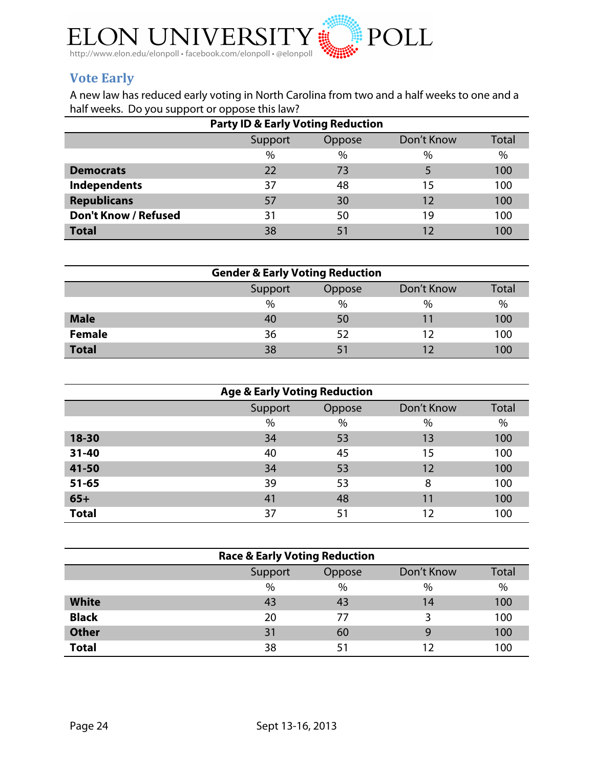## Vote Early

A new law has reduced early voting in North Carolina from two and a half weeks to one and a half weeks. Do you support or oppose this law?

**Party ID & Early Voting Reduction**

| | Support | Oppose | Don't Know | Total |
|---|---|---|---|---|
| | % | % | % | % |
| **Democrats** | 22 | 73 | 5 | 100 |
| **Independents** | 37 | 48 | 15 | 100 |
| **Republicans** | 57 | 30 | 12 | 100 |
| **Don't Know / Refused** | 31 | 50 | 19 | 100 |
| **Total** | 38 | 51 | 12 | 100 |

**Gender & Early Voting Reduction**

| | Support | Oppose | Don't Know | Total |
|---|---|---|---|---|
| | % | % | % | % |
| **Male** | 40 | 50 | 11 | 100 |
| **Female** | 36 | 52 | 12 | 100 |
| **Total** | 38 | 51 | 12 | 100 |

**Age & Early Voting Reduction**

| | Support | Oppose | Don't Know | Total |
|---|---|---|---|---|
| | % | % | % | % |
| **18-30** | 34 | 53 | 13 | 100 |
| **31-40** | 40 | 45 | 15 | 100 |
| **41-50** | 34 | 53 | 12 | 100 |
| **51-65** | 39 | 53 | 8 | 100 |
| **65+** | 41 | 48 | 11 | 100 |
| **Total** | 37 | 51 | 12 | 100 |

**Race & Early Voting Reduction**

| | Support | Oppose | Don't Know | Total |
|---|---|---|---|---|
| | % | % | % | % |
| **White** | 43 | 43 | 14 | 100 |
| **Black** | 20 | 77 | 3 | 100 |
| **Other** | 31 | 60 | 9 | 100 |
| **Total** | 38 | 51 | 12 | 100 |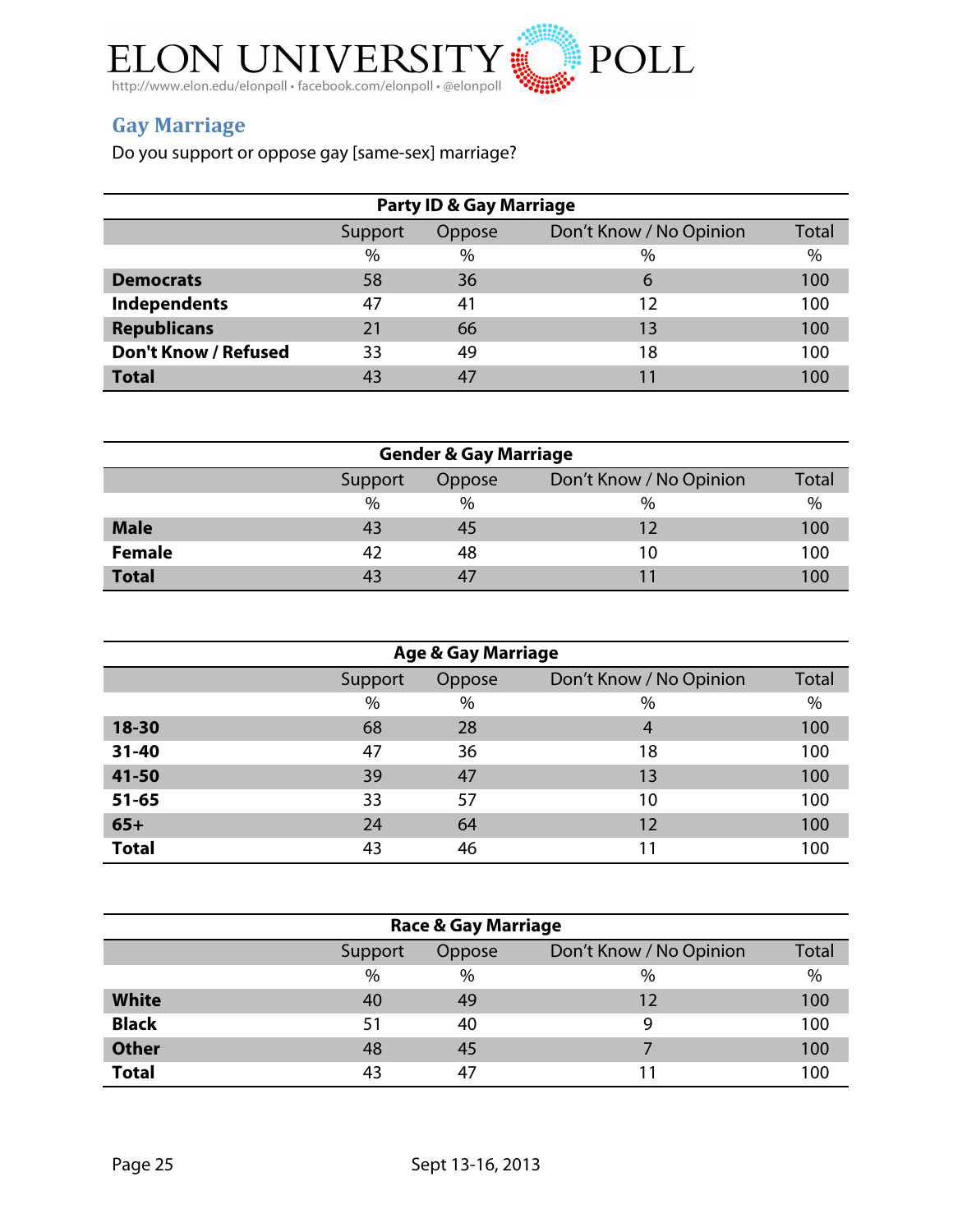## Gay Marriage

Do you support or oppose gay [same-sex] marriage?

| Party ID & Gay Marriage | Support | Oppose | Don't Know / No Opinion | Total |
|---|---|---|---|---|
| | % | % | % | % |
| **Democrats** | 58 | 36 | 6 | 100 |
| **Independents** | 47 | 41 | 12 | 100 |
| **Republicans** | 21 | 66 | 13 | 100 |
| **Don't Know / Refused** | 33 | 49 | 18 | 100 |
| **Total** | 43 | 47 | 11 | 100 |

| Gender & Gay Marriage | Support | Oppose | Don't Know / No Opinion | Total |
|---|---|---|---|---|
| | % | % | % | % |
| **Male** | 43 | 45 | 12 | 100 |
| **Female** | 42 | 48 | 10 | 100 |
| **Total** | 43 | 47 | 11 | 100 |

| Age & Gay Marriage | Support | Oppose | Don't Know / No Opinion | Total |
|---|---|---|---|---|
| | % | % | % | % |
| **18-30** | 68 | 28 | 4 | 100 |
| **31-40** | 47 | 36 | 18 | 100 |
| **41-50** | 39 | 47 | 13 | 100 |
| **51-65** | 33 | 57 | 10 | 100 |
| **65+** | 24 | 64 | 12 | 100 |
| **Total** | 43 | 46 | 11 | 100 |

| Race & Gay Marriage | Support | Oppose | Don't Know / No Opinion | Total |
|---|---|---|---|---|
| | % | % | % | % |
| **White** | 40 | 49 | 12 | 100 |
| **Black** | 51 | 40 | 9 | 100 |
| **Other** | 48 | 45 | 7 | 100 |
| **Total** | 43 | 47 | 11 | 100 |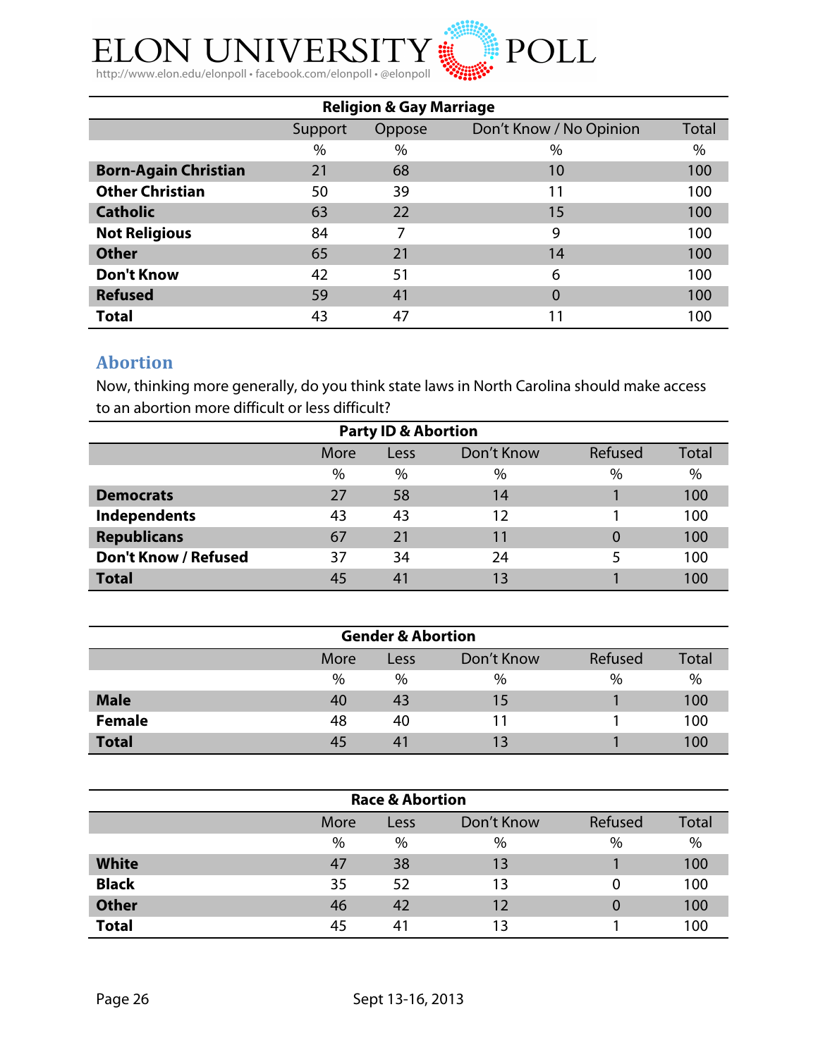| Religion & Gay Marriage | | | | |
|---|---|---|---|---|
| | Support | Oppose | Don't Know / No Opinion | Total |
| | % | % | % | % |
| **Born-Again Christian** | 21 | 68 | 10 | 100 |
| **Other Christian** | 50 | 39 | 11 | 100 |
| **Catholic** | 63 | 22 | 15 | 100 |
| **Not Religious** | 84 | 7 | 9 | 100 |
| **Other** | 65 | 21 | 14 | 100 |
| **Don't Know** | 42 | 51 | 6 | 100 |
| **Refused** | 59 | 41 | 0 | 100 |
| **Total** | 43 | 47 | 11 | 100 |

## Abortion

Now, thinking more generally, do you think state laws in North Carolina should make access to an abortion more difficult or less difficult?

| Party ID & Abortion | | | | | |
|---|---|---|---|---|---|
| | More | Less | Don't Know | Refused | Total |
| | % | % | % | % | % |
| **Democrats** | 27 | 58 | 14 | 1 | 100 |
| **Independents** | 43 | 43 | 12 | 1 | 100 |
| **Republicans** | 67 | 21 | 11 | 0 | 100 |
| **Don't Know / Refused** | 37 | 34 | 24 | 5 | 100 |
| **Total** | 45 | 41 | 13 | 1 | 100 |

| Gender & Abortion | | | | | |
|---|---|---|---|---|---|
| | More | Less | Don't Know | Refused | Total |
| | % | % | % | % | % |
| **Male** | 40 | 43 | 15 | 1 | 100 |
| **Female** | 48 | 40 | 11 | 1 | 100 |
| **Total** | 45 | 41 | 13 | 1 | 100 |

| Race & Abortion | | | | | |
|---|---|---|---|---|---|
| | More | Less | Don't Know | Refused | Total |
| | % | % | % | % | % |
| **White** | 47 | 38 | 13 | 1 | 100 |
| **Black** | 35 | 52 | 13 | 0 | 100 |
| **Other** | 46 | 42 | 12 | 0 | 100 |
| **Total** | 45 | 41 | 13 | 1 | 100 |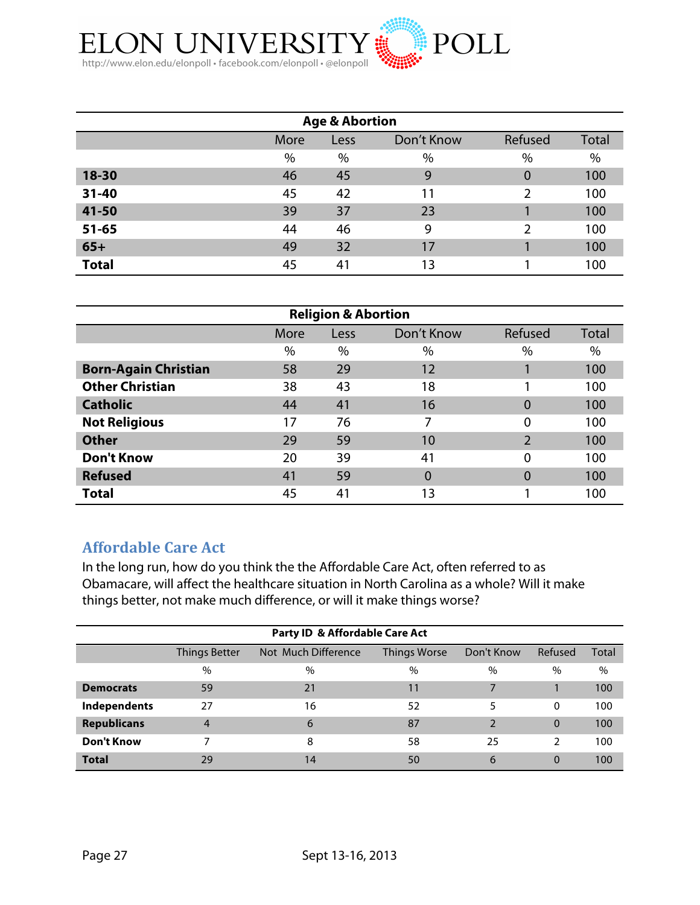| Age & Abortion | | | | | |
|---|---|---|---|---|---|
| | More | Less | Don't Know | Refused | Total |
| | % | % | % | % | % |
| **18-30** | 46 | 45 | 9 | 0 | 100 |
| **31-40** | 45 | 42 | 11 | 2 | 100 |
| **41-50** | 39 | 37 | 23 | 1 | 100 |
| **51-65** | 44 | 46 | 9 | 2 | 100 |
| **65+** | 49 | 32 | 17 | 1 | 100 |
| **Total** | 45 | 41 | 13 | 1 | 100 |

| Religion & Abortion | | | | | |
|---|---|---|---|---|---|
| | More | Less | Don't Know | Refused | Total |
| | % | % | % | % | % |
| **Born-Again Christian** | 58 | 29 | 12 | 1 | 100 |
| **Other Christian** | 38 | 43 | 18 | 1 | 100 |
| **Catholic** | 44 | 41 | 16 | 0 | 100 |
| **Not Religious** | 17 | 76 | 7 | 0 | 100 |
| **Other** | 29 | 59 | 10 | 2 | 100 |
| **Don't Know** | 20 | 39 | 41 | 0 | 100 |
| **Refused** | 41 | 59 | 0 | 0 | 100 |
| **Total** | 45 | 41 | 13 | 1 | 100 |

## Affordable Care Act

In the long run, how do you think the the Affordable Care Act, often referred to as Obamacare, will affect the healthcare situation in North Carolina as a whole? Will it make things better, not make much difference, or will it make things worse?

| Party ID & Affordable Care Act | | | | | | |
|---|---|---|---|---|---|---|
| | Things Better | Not Much Difference | Things Worse | Don't Know | Refused | Total |
| | % | % | % | % | % | % |
| **Democrats** | 59 | 21 | 11 | 7 | 1 | 100 |
| **Independents** | 27 | 16 | 52 | 5 | 0 | 100 |
| **Republicans** | 4 | 6 | 87 | 2 | 0 | 100 |
| **Don't Know** | 7 | 8 | 58 | 25 | 2 | 100 |
| **Total** | 29 | 14 | 50 | 6 | 0 | 100 |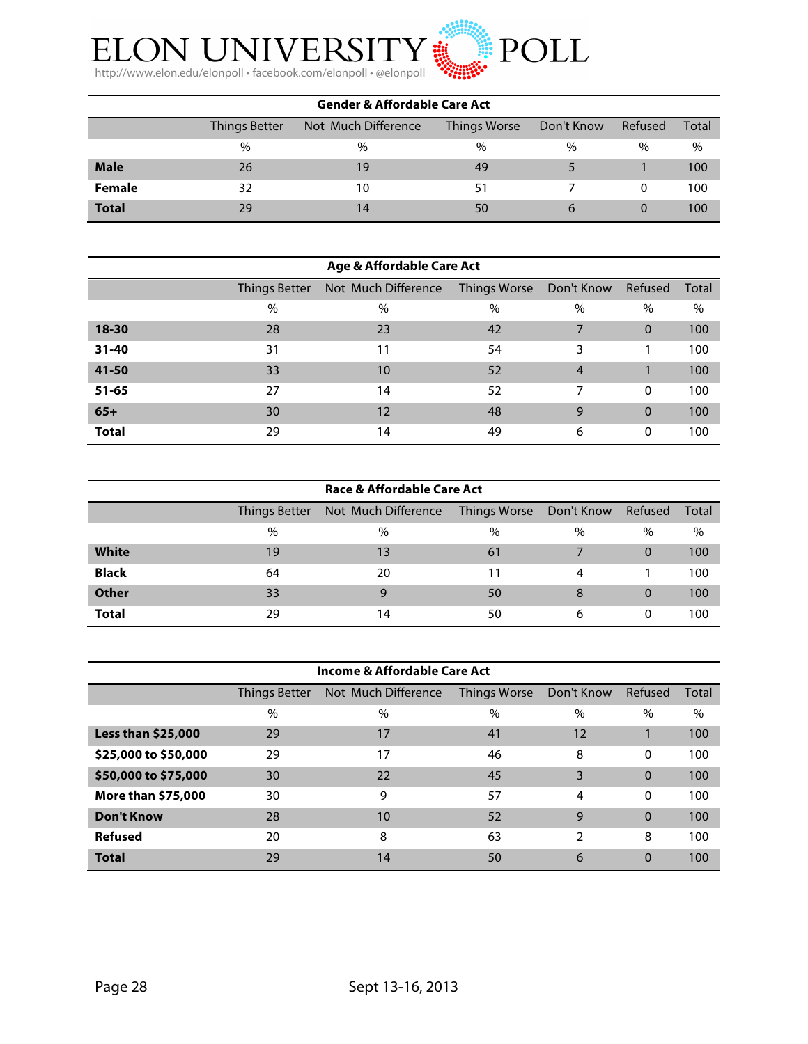| Gender & Affordable Care Act | Things Better | Not Much Difference | Things Worse | Don't Know | Refused | Total |
|---|---|---|---|---|---|---|
| | % | % | % | % | % | % |
| **Male** | 26 | 19 | 49 | 5 | 1 | 100 |
| **Female** | 32 | 10 | 51 | 7 | 0 | 100 |
| **Total** | 29 | 14 | 50 | 6 | 0 | 100 |

| Age & Affordable Care Act | Things Better | Not Much Difference | Things Worse | Don't Know | Refused | Total |
|---|---|---|---|---|---|---|
| | % | % | % | % | % | % |
| **18-30** | 28 | 23 | 42 | 7 | 0 | 100 |
| **31-40** | 31 | 11 | 54 | 3 | 1 | 100 |
| **41-50** | 33 | 10 | 52 | 4 | 1 | 100 |
| **51-65** | 27 | 14 | 52 | 7 | 0 | 100 |
| **65+** | 30 | 12 | 48 | 9 | 0 | 100 |
| **Total** | 29 | 14 | 49 | 6 | 0 | 100 |

| Race & Affordable Care Act | Things Better | Not Much Difference | Things Worse | Don't Know | Refused | Total |
|---|---|---|---|---|---|---|
| | % | % | % | % | % | % |
| **White** | 19 | 13 | 61 | 7 | 0 | 100 |
| **Black** | 64 | 20 | 11 | 4 | 1 | 100 |
| **Other** | 33 | 9 | 50 | 8 | 0 | 100 |
| **Total** | 29 | 14 | 50 | 6 | 0 | 100 |

| Income & Affordable Care Act | Things Better | Not Much Difference | Things Worse | Don't Know | Refused | Total |
|---|---|---|---|---|---|---|
| | % | % | % | % | % | % |
| **Less than $25,000** | 29 | 17 | 41 | 12 | 1 | 100 |
| **$25,000 to $50,000** | 29 | 17 | 46 | 8 | 0 | 100 |
| **$50,000 to $75,000** | 30 | 22 | 45 | 3 | 0 | 100 |
| **More than $75,000** | 30 | 9 | 57 | 4 | 0 | 100 |
| **Don't Know** | 28 | 10 | 52 | 9 | 0 | 100 |
| **Refused** | 20 | 8 | 63 | 2 | 8 | 100 |
| **Total** | 29 | 14 | 50 | 6 | 0 | 100 |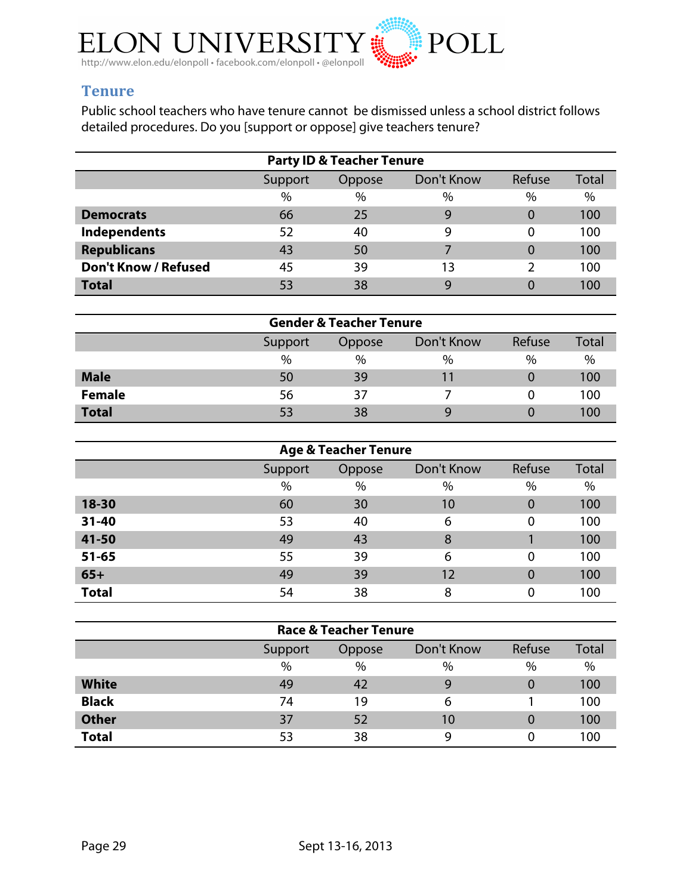## Tenure

Public school teachers who have tenure cannot  be dismissed unless a school district follows detailed procedures. Do you [support or oppose] give teachers tenure?

| Party ID & Teacher Tenure | | | | | |
|---|---|---|---|---|---|
| | Support | Oppose | Don't Know | Refuse | Total |
| | % | % | % | % | % |
| **Democrats** | 66 | 25 | 9 | 0 | 100 |
| **Independents** | 52 | 40 | 9 | 0 | 100 |
| **Republicans** | 43 | 50 | 7 | 0 | 100 |
| **Don't Know / Refused** | 45 | 39 | 13 | 2 | 100 |
| **Total** | 53 | 38 | 9 | 0 | 100 |

| Gender & Teacher Tenure | | | | | |
|---|---|---|---|---|---|
| | Support | Oppose | Don't Know | Refuse | Total |
| | % | % | % | % | % |
| **Male** | 50 | 39 | 11 | 0 | 100 |
| **Female** | 56 | 37 | 7 | 0 | 100 |
| **Total** | 53 | 38 | 9 | 0 | 100 |

| Age & Teacher Tenure | | | | | |
|---|---|---|---|---|---|
| | Support | Oppose | Don't Know | Refuse | Total |
| | % | % | % | % | % |
| **18-30** | 60 | 30 | 10 | 0 | 100 |
| **31-40** | 53 | 40 | 6 | 0 | 100 |
| **41-50** | 49 | 43 | 8 | 1 | 100 |
| **51-65** | 55 | 39 | 6 | 0 | 100 |
| **65+** | 49 | 39 | 12 | 0 | 100 |
| **Total** | 54 | 38 | 8 | 0 | 100 |

| Race & Teacher Tenure | | | | | |
|---|---|---|---|---|---|
| | Support | Oppose | Don't Know | Refuse | Total |
| | % | % | % | % | % |
| **White** | 49 | 42 | 9 | 0 | 100 |
| **Black** | 74 | 19 | 6 | 1 | 100 |
| **Other** | 37 | 52 | 10 | 0 | 100 |
| **Total** | 53 | 38 | 9 | 0 | 100 |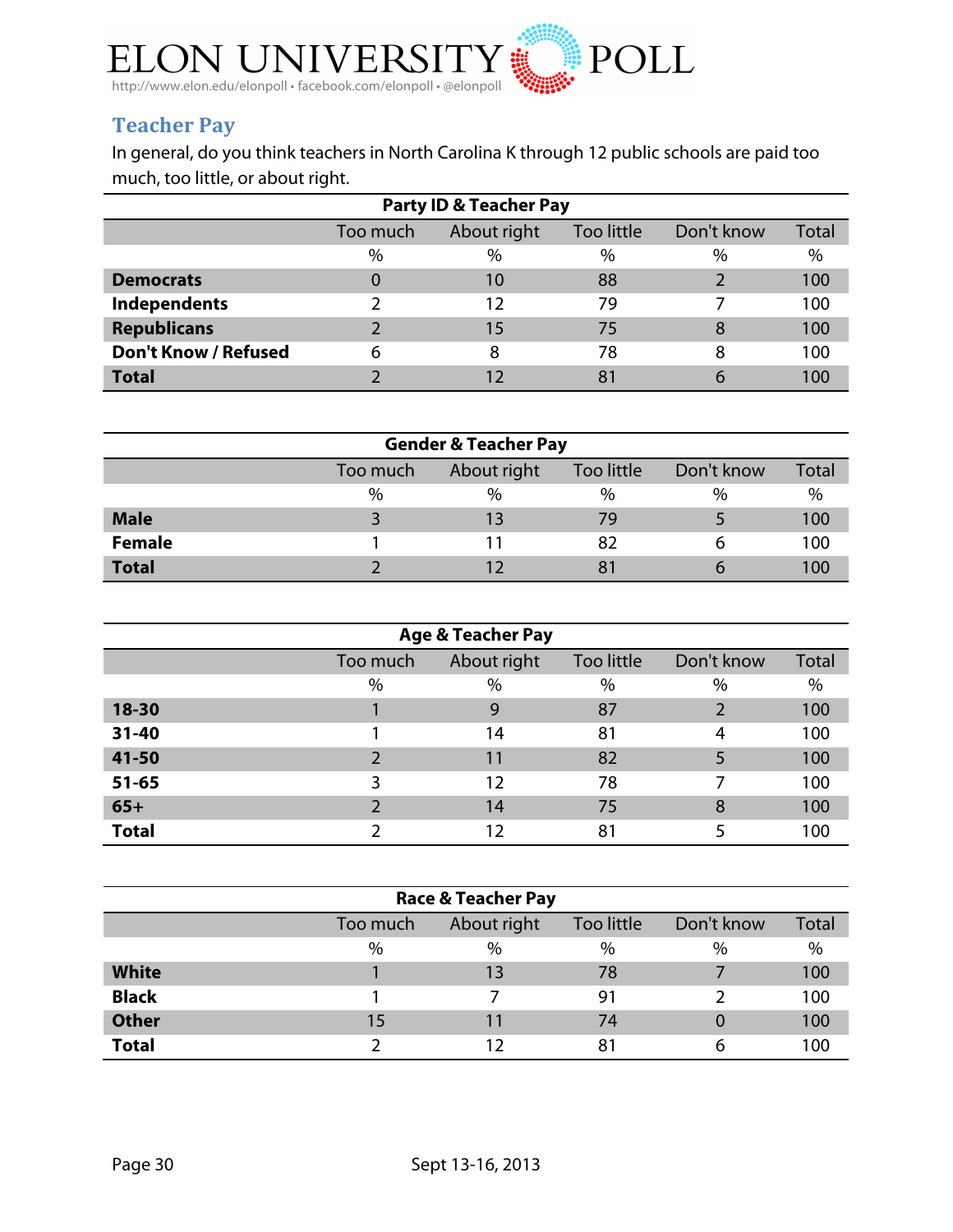## Teacher Pay

In general, do you think teachers in North Carolina K through 12 public schools are paid too much, too little, or about right.

**Party ID & Teacher Pay**

| | Too much | About right | Too little | Don't know | Total |
|---|---|---|---|---|---|
| | % | % | % | % | % |
| **Democrats** | 0 | 10 | 88 | 2 | 100 |
| **Independents** | 2 | 12 | 79 | 7 | 100 |
| **Republicans** | 2 | 15 | 75 | 8 | 100 |
| **Don't Know / Refused** | 6 | 8 | 78 | 8 | 100 |
| **Total** | 2 | 12 | 81 | 6 | 100 |

**Gender & Teacher Pay**

| | Too much | About right | Too little | Don't know | Total |
|---|---|---|---|---|---|
| | % | % | % | % | % |
| **Male** | 3 | 13 | 79 | 5 | 100 |
| **Female** | 1 | 11 | 82 | 6 | 100 |
| **Total** | 2 | 12 | 81 | 6 | 100 |

**Age & Teacher Pay**

| | Too much | About right | Too little | Don't know | Total |
|---|---|---|---|---|---|
| | % | % | % | % | % |
| **18-30** | 1 | 9 | 87 | 2 | 100 |
| **31-40** | 1 | 14 | 81 | 4 | 100 |
| **41-50** | 2 | 11 | 82 | 5 | 100 |
| **51-65** | 3 | 12 | 78 | 7 | 100 |
| **65+** | 2 | 14 | 75 | 8 | 100 |
| **Total** | 2 | 12 | 81 | 5 | 100 |

**Race & Teacher Pay**

| | Too much | About right | Too little | Don't know | Total |
|---|---|---|---|---|---|
| | % | % | % | % | % |
| **White** | 1 | 13 | 78 | 7 | 100 |
| **Black** | 1 | 7 | 91 | 2 | 100 |
| **Other** | 15 | 11 | 74 | 0 | 100 |
| **Total** | 2 | 12 | 81 | 6 | 100 |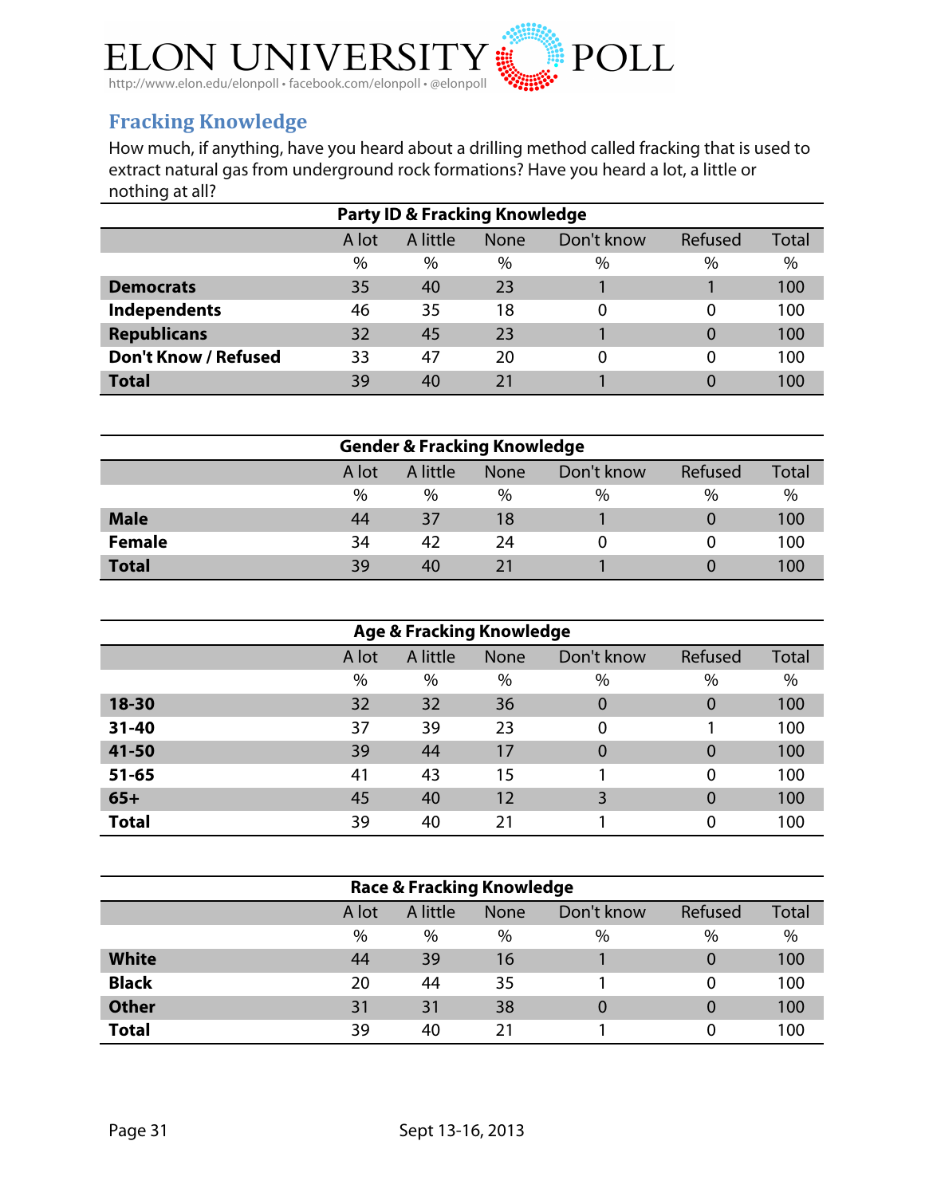## Fracking Knowledge

How much, if anything, have you heard about a drilling method called fracking that is used to extract natural gas from underground rock formations? Have you heard a lot, a little or nothing at all?

**Party ID & Fracking Knowledge**

| | A lot | A little | None | Don't know | Refused | Total |
|---|---|---|---|---|---|---|
| | % | % | % | % | % | % |
| **Democrats** | 35 | 40 | 23 | 1 | 1 | 100 |
| **Independents** | 46 | 35 | 18 | 0 | 0 | 100 |
| **Republicans** | 32 | 45 | 23 | 1 | 0 | 100 |
| **Don't Know / Refused** | 33 | 47 | 20 | 0 | 0 | 100 |
| **Total** | 39 | 40 | 21 | 1 | 0 | 100 |

**Gender & Fracking Knowledge**

| | A lot | A little | None | Don't know | Refused | Total |
|---|---|---|---|---|---|---|
| | % | % | % | % | % | % |
| **Male** | 44 | 37 | 18 | 1 | 0 | 100 |
| **Female** | 34 | 42 | 24 | 0 | 0 | 100 |
| **Total** | 39 | 40 | 21 | 1 | 0 | 100 |

**Age & Fracking Knowledge**

| | A lot | A little | None | Don't know | Refused | Total |
|---|---|---|---|---|---|---|
| | % | % | % | % | % | % |
| **18-30** | 32 | 32 | 36 | 0 | 0 | 100 |
| **31-40** | 37 | 39 | 23 | 0 | 1 | 100 |
| **41-50** | 39 | 44 | 17 | 0 | 0 | 100 |
| **51-65** | 41 | 43 | 15 | 1 | 0 | 100 |
| **65+** | 45 | 40 | 12 | 3 | 0 | 100 |
| **Total** | 39 | 40 | 21 | 1 | 0 | 100 |

**Race & Fracking Knowledge**

| | A lot | A little | None | Don't know | Refused | Total |
|---|---|---|---|---|---|---|
| | % | % | % | % | % | % |
| **White** | 44 | 39 | 16 | 1 | 0 | 100 |
| **Black** | 20 | 44 | 35 | 1 | 0 | 100 |
| **Other** | 31 | 31 | 38 | 0 | 0 | 100 |
| **Total** | 39 | 40 | 21 | 1 | 0 | 100 |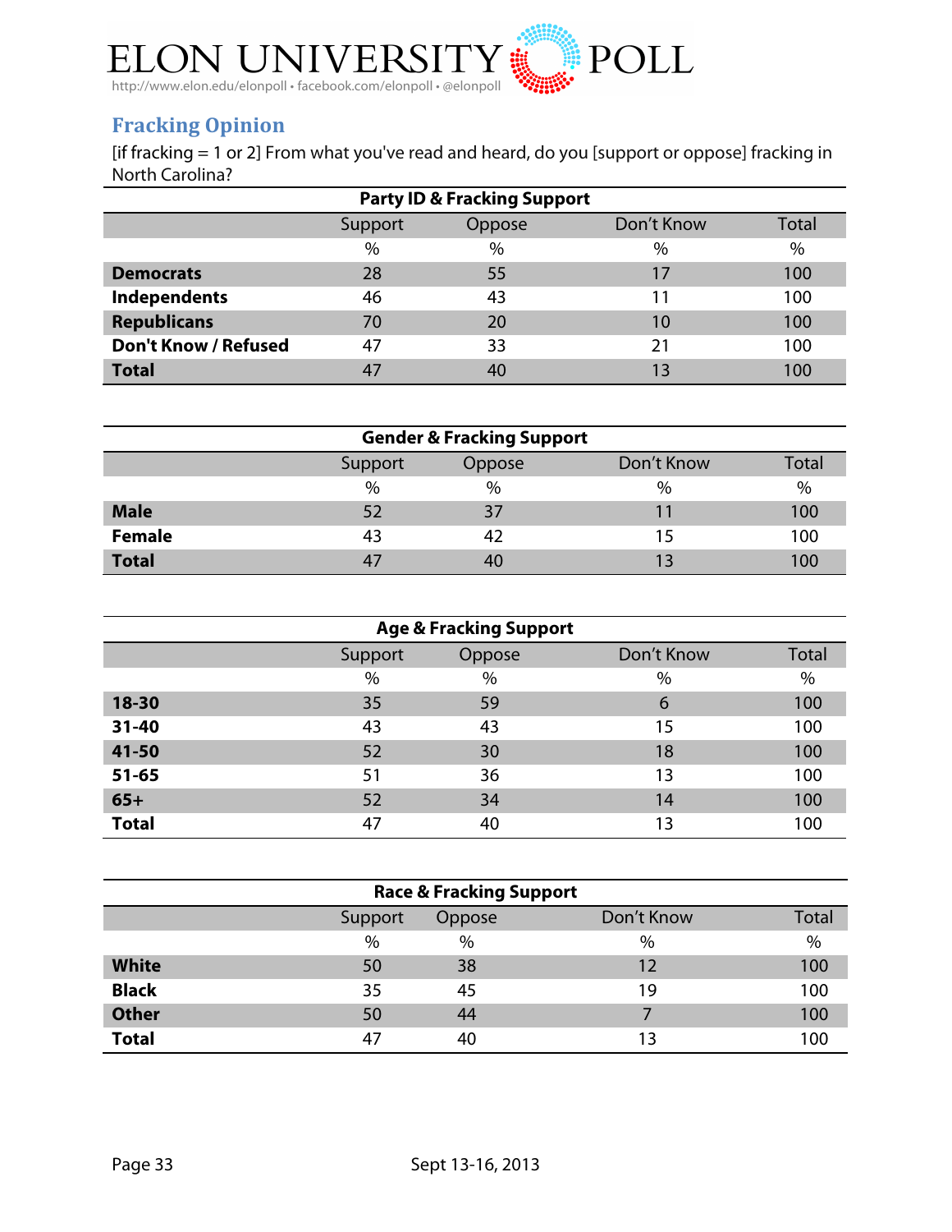## Fracking Opinion

[if fracking = 1 or 2] From what you've read and heard, do you [support or oppose] fracking in North Carolina?

**Party ID & Fracking Support**

| | Support | Oppose | Don't Know | Total |
|---|---|---|---|---|
| | % | % | % | % |
| **Democrats** | 28 | 55 | 17 | 100 |
| **Independents** | 46 | 43 | 11 | 100 |
| **Republicans** | 70 | 20 | 10 | 100 |
| **Don't Know / Refused** | 47 | 33 | 21 | 100 |
| **Total** | 47 | 40 | 13 | 100 |

**Gender & Fracking Support**

| | Support | Oppose | Don't Know | Total |
|---|---|---|---|---|
| | % | % | % | % |
| **Male** | 52 | 37 | 11 | 100 |
| **Female** | 43 | 42 | 15 | 100 |
| **Total** | 47 | 40 | 13 | 100 |

**Age & Fracking Support**

| | Support | Oppose | Don't Know | Total |
|---|---|---|---|---|
| | % | % | % | % |
| **18-30** | 35 | 59 | 6 | 100 |
| **31-40** | 43 | 43 | 15 | 100 |
| **41-50** | 52 | 30 | 18 | 100 |
| **51-65** | 51 | 36 | 13 | 100 |
| **65+** | 52 | 34 | 14 | 100 |
| **Total** | 47 | 40 | 13 | 100 |

**Race & Fracking Support**

| | Support | Oppose | Don't Know | Total |
|---|---|---|---|---|
| | % | % | % | % |
| **White** | 50 | 38 | 12 | 100 |
| **Black** | 35 | 45 | 19 | 100 |
| **Other** | 50 | 44 | 7 | 100 |
| **Total** | 47 | 40 | 13 | 100 |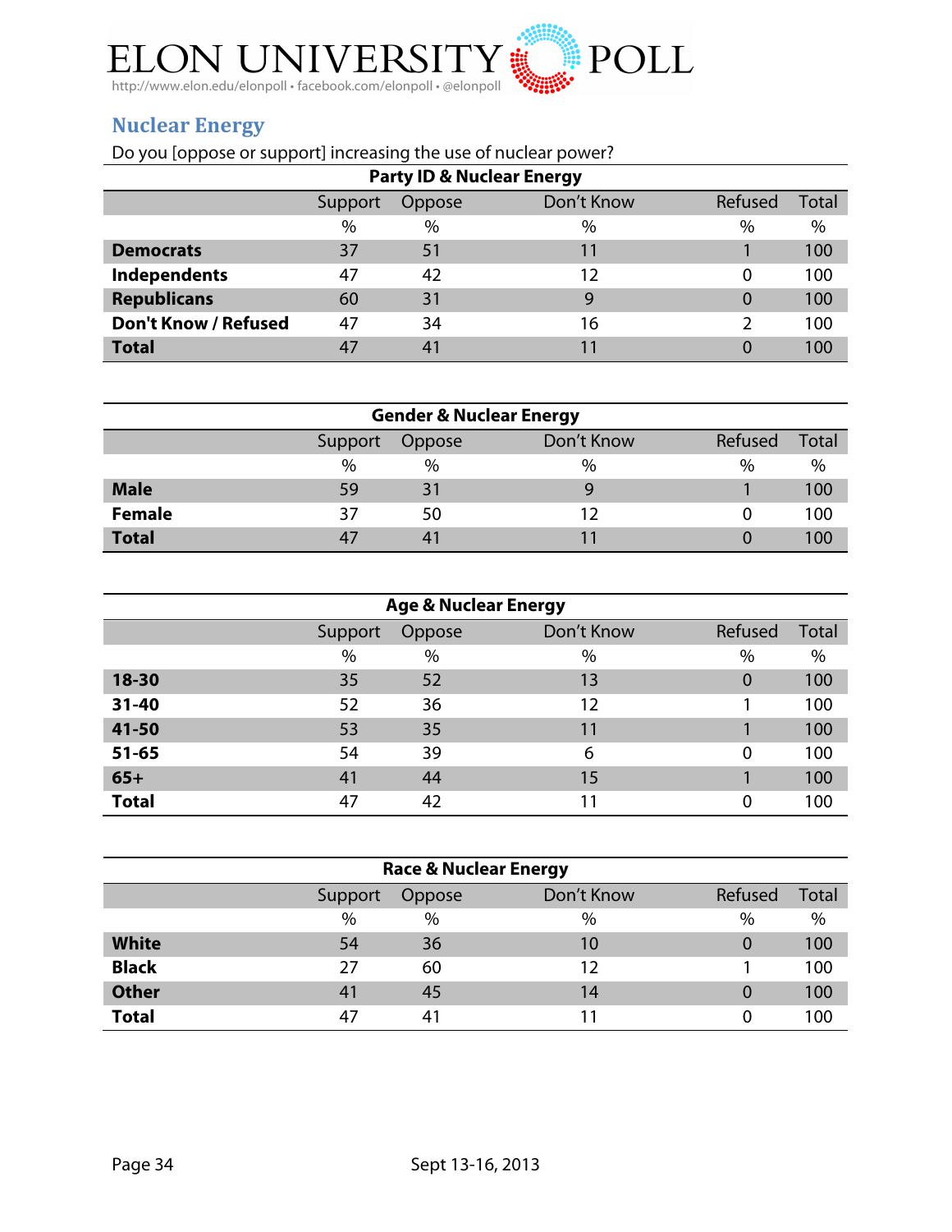## Nuclear Energy

Do you [oppose or support] increasing the use of nuclear power?

**Party ID & Nuclear Energy**

| | Support | Oppose | Don't Know | Refused | Total |
|---|---|---|---|---|---|
| | % | % | % | % | % |
| **Democrats** | 37 | 51 | 11 | 1 | 100 |
| **Independents** | 47 | 42 | 12 | 0 | 100 |
| **Republicans** | 60 | 31 | 9 | 0 | 100 |
| **Don't Know / Refused** | 47 | 34 | 16 | 2 | 100 |
| **Total** | 47 | 41 | 11 | 0 | 100 |

**Gender & Nuclear Energy**

| | Support | Oppose | Don't Know | Refused | Total |
|---|---|---|---|---|---|
| | % | % | % | % | % |
| **Male** | 59 | 31 | 9 | 1 | 100 |
| **Female** | 37 | 50 | 12 | 0 | 100 |
| **Total** | 47 | 41 | 11 | 0 | 100 |

**Age & Nuclear Energy**

| | Support | Oppose | Don't Know | Refused | Total |
|---|---|---|---|---|---|
| | % | % | % | % | % |
| **18-30** | 35 | 52 | 13 | 0 | 100 |
| **31-40** | 52 | 36 | 12 | 1 | 100 |
| **41-50** | 53 | 35 | 11 | 1 | 100 |
| **51-65** | 54 | 39 | 6 | 0 | 100 |
| **65+** | 41 | 44 | 15 | 1 | 100 |
| **Total** | 47 | 42 | 11 | 0 | 100 |

**Race & Nuclear Energy**

| | Support | Oppose | Don't Know | Refused | Total |
|---|---|---|---|---|---|
| | % | % | % | % | % |
| **White** | 54 | 36 | 10 | 0 | 100 |
| **Black** | 27 | 60 | 12 | 1 | 100 |
| **Other** | 41 | 45 | 14 | 0 | 100 |
| **Total** | 47 | 41 | 11 | 0 | 100 |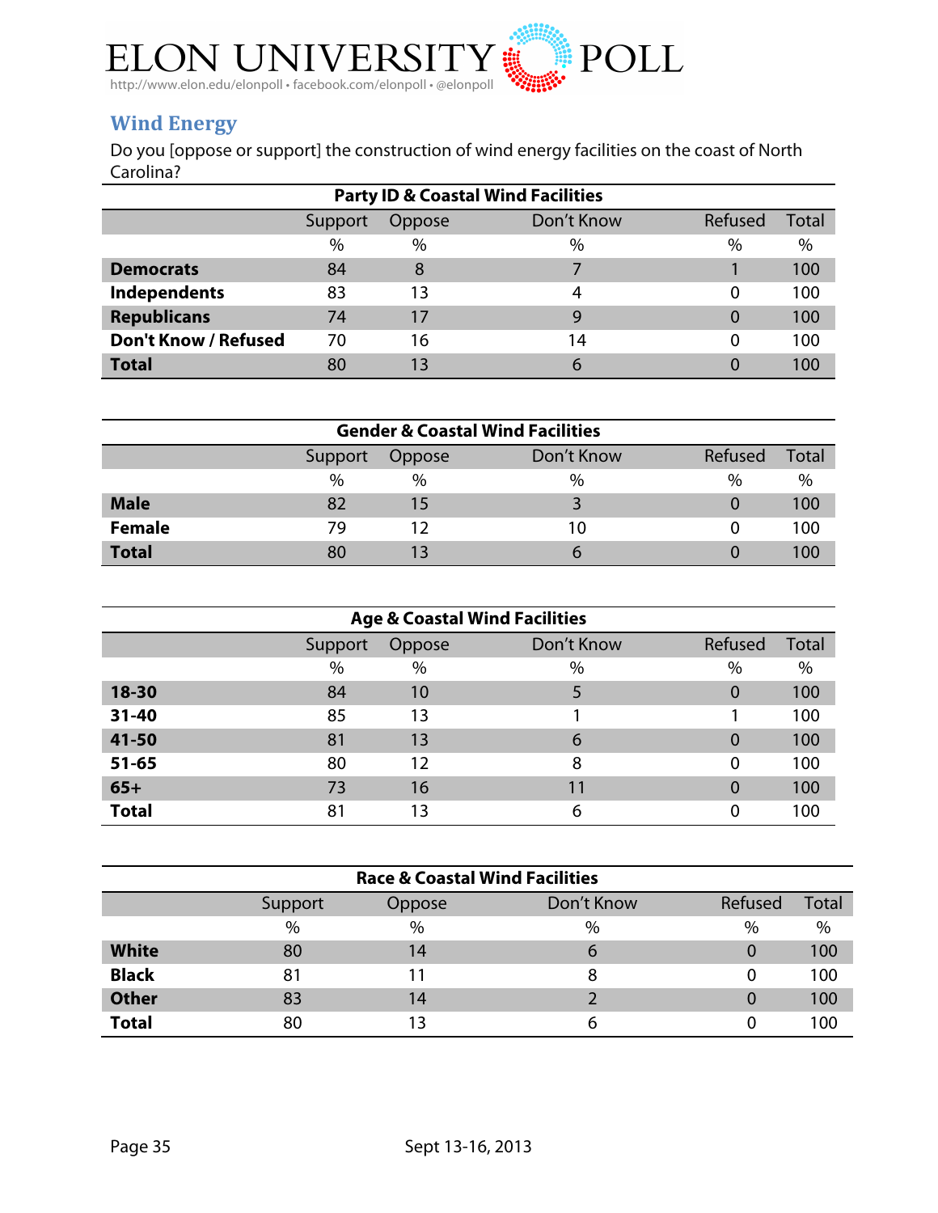## Wind Energy

Do you [oppose or support] the construction of wind energy facilities on the coast of North Carolina?

**Party ID & Coastal Wind Facilities**

| | Support | Oppose | Don't Know | Refused | Total |
|---|---|---|---|---|---|
| | % | % | % | % | % |
| **Democrats** | 84 | 8 | 7 | 1 | 100 |
| **Independents** | 83 | 13 | 4 | 0 | 100 |
| **Republicans** | 74 | 17 | 9 | 0 | 100 |
| **Don't Know / Refused** | 70 | 16 | 14 | 0 | 100 |
| **Total** | 80 | 13 | 6 | 0 | 100 |

**Gender & Coastal Wind Facilities**

| | Support | Oppose | Don't Know | Refused | Total |
|---|---|---|---|---|---|
| | % | % | % | % | % |
| **Male** | 82 | 15 | 3 | 0 | 100 |
| **Female** | 79 | 12 | 10 | 0 | 100 |
| **Total** | 80 | 13 | 6 | 0 | 100 |

**Age & Coastal Wind Facilities**

| | Support | Oppose | Don't Know | Refused | Total |
|---|---|---|---|---|---|
| | % | % | % | % | % |
| **18-30** | 84 | 10 | 5 | 0 | 100 |
| **31-40** | 85 | 13 | 1 | 1 | 100 |
| **41-50** | 81 | 13 | 6 | 0 | 100 |
| **51-65** | 80 | 12 | 8 | 0 | 100 |
| **65+** | 73 | 16 | 11 | 0 | 100 |
| **Total** | 81 | 13 | 6 | 0 | 100 |

**Race & Coastal Wind Facilities**

| | Support | Oppose | Don't Know | Refused | Total |
|---|---|---|---|---|---|
| | % | % | % | % | % |
| **White** | 80 | 14 | 6 | 0 | 100 |
| **Black** | 81 | 11 | 8 | 0 | 100 |
| **Other** | 83 | 14 | 2 | 0 | 100 |
| **Total** | 80 | 13 | 6 | 0 | 100 |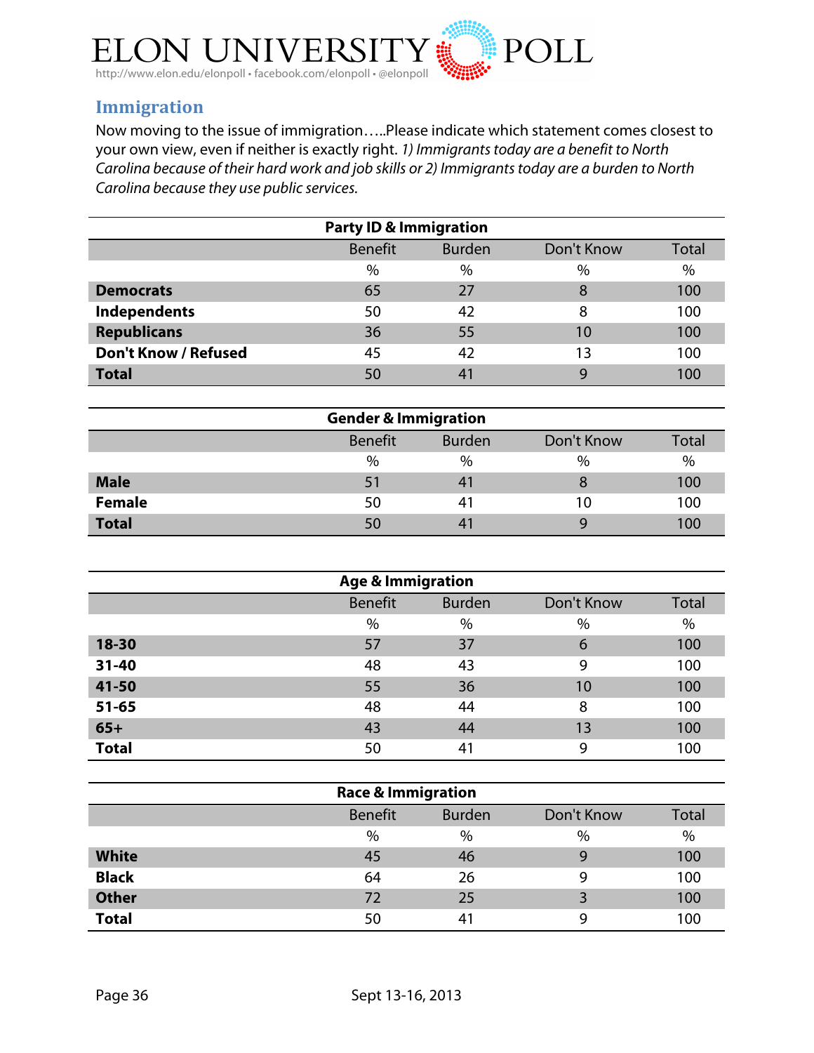## Immigration

Now moving to the issue of immigration…..Please indicate which statement comes closest to your own view, even if neither is exactly right. *1) Immigrants today are a benefit to North Carolina because of their hard work and job skills or 2) Immigrants today are a burden to North Carolina because they use public services.*

**Party ID & Immigration**

| | Benefit | Burden | Don't Know | Total |
|---|---|---|---|---|
| | % | % | % | % |
| **Democrats** | 65 | 27 | 8 | 100 |
| **Independents** | 50 | 42 | 8 | 100 |
| **Republicans** | 36 | 55 | 10 | 100 |
| **Don't Know / Refused** | 45 | 42 | 13 | 100 |
| **Total** | 50 | 41 | 9 | 100 |

**Gender & Immigration**

| | Benefit | Burden | Don't Know | Total |
|---|---|---|---|---|
| | % | % | % | % |
| **Male** | 51 | 41 | 8 | 100 |
| **Female** | 50 | 41 | 10 | 100 |
| **Total** | 50 | 41 | 9 | 100 |

**Age & Immigration**

| | Benefit | Burden | Don't Know | Total |
|---|---|---|---|---|
| | % | % | % | % |
| **18-30** | 57 | 37 | 6 | 100 |
| **31-40** | 48 | 43 | 9 | 100 |
| **41-50** | 55 | 36 | 10 | 100 |
| **51-65** | 48 | 44 | 8 | 100 |
| **65+** | 43 | 44 | 13 | 100 |
| **Total** | 50 | 41 | 9 | 100 |

**Race & Immigration**

| | Benefit | Burden | Don't Know | Total |
|---|---|---|---|---|
| | % | % | % | % |
| **White** | 45 | 46 | 9 | 100 |
| **Black** | 64 | 26 | 9 | 100 |
| **Other** | 72 | 25 | 3 | 100 |
| **Total** | 50 | 41 | 9 | 100 |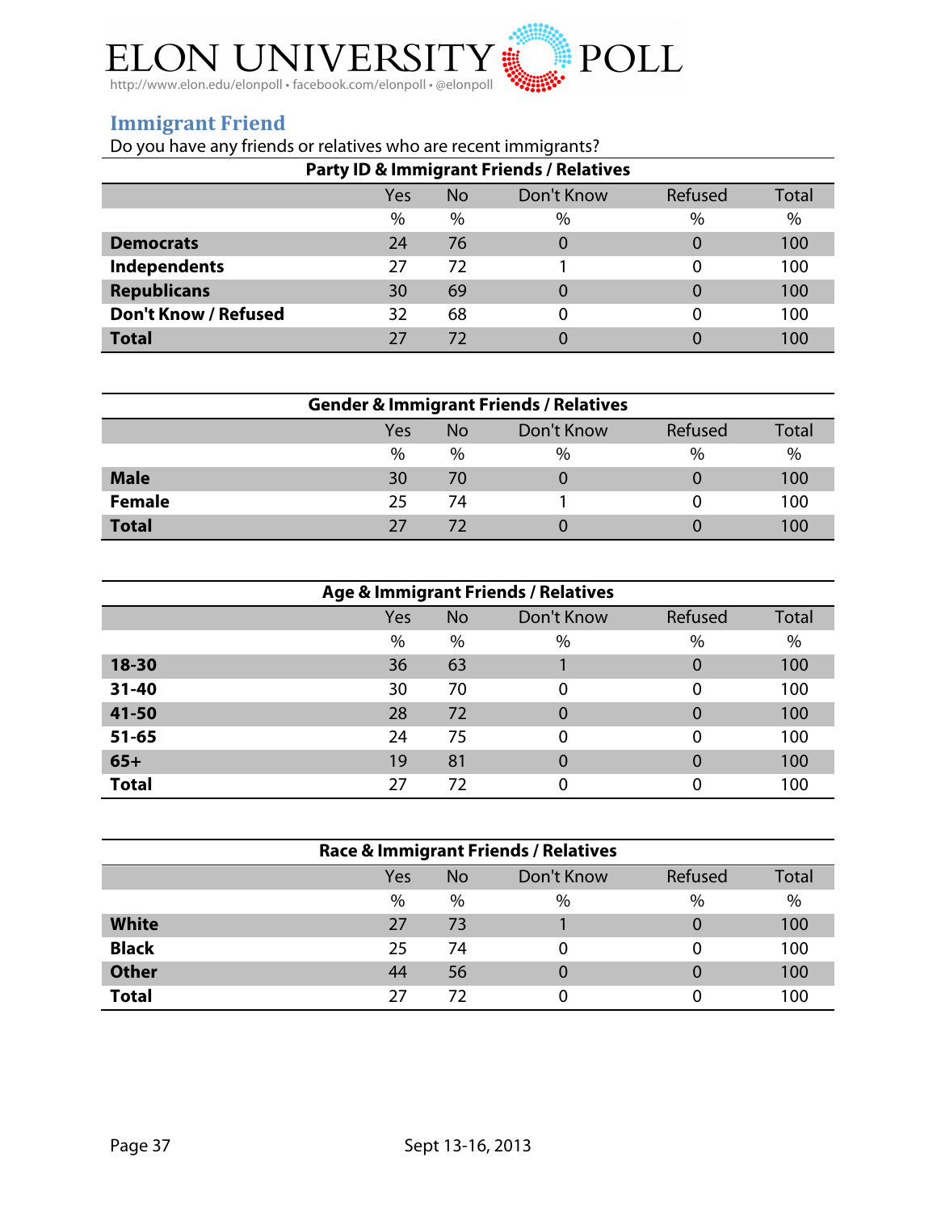## Immigrant Friend

Do you have any friends or relatives who are recent immigrants?

**Party ID & Immigrant Friends / Relatives**

| | Yes | No | Don't Know | Refused | Total |
|---|---|---|---|---|---|
| | % | % | % | % | % |
| **Democrats** | 24 | 76 | 0 | 0 | 100 |
| **Independents** | 27 | 72 | 1 | 0 | 100 |
| **Republicans** | 30 | 69 | 0 | 0 | 100 |
| **Don't Know / Refused** | 32 | 68 | 0 | 0 | 100 |
| **Total** | 27 | 72 | 0 | 0 | 100 |

**Gender & Immigrant Friends / Relatives**

| | Yes | No | Don't Know | Refused | Total |
|---|---|---|---|---|---|
| | % | % | % | % | % |
| **Male** | 30 | 70 | 0 | 0 | 100 |
| **Female** | 25 | 74 | 1 | 0 | 100 |
| **Total** | 27 | 72 | 0 | 0 | 100 |

**Age & Immigrant Friends / Relatives**

| | Yes | No | Don't Know | Refused | Total |
|---|---|---|---|---|---|
| | % | % | % | % | % |
| **18-30** | 36 | 63 | 1 | 0 | 100 |
| **31-40** | 30 | 70 | 0 | 0 | 100 |
| **41-50** | 28 | 72 | 0 | 0 | 100 |
| **51-65** | 24 | 75 | 0 | 0 | 100 |
| **65+** | 19 | 81 | 0 | 0 | 100 |
| **Total** | 27 | 72 | 0 | 0 | 100 |

**Race & Immigrant Friends / Relatives**

| | Yes | No | Don't Know | Refused | Total |
|---|---|---|---|---|---|
| | % | % | % | % | % |
| **White** | 27 | 73 | 1 | 0 | 100 |
| **Black** | 25 | 74 | 0 | 0 | 100 |
| **Other** | 44 | 56 | 0 | 0 | 100 |
| **Total** | 27 | 72 | 0 | 0 | 100 |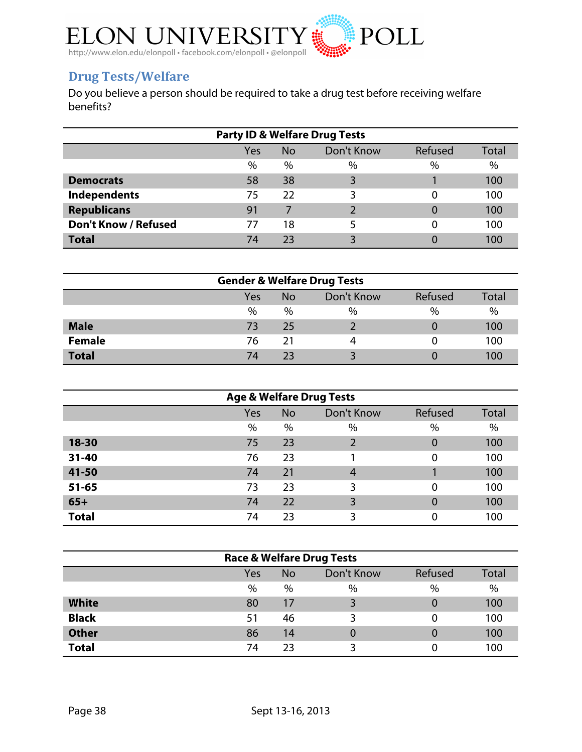## Drug Tests/Welfare

Do you believe a person should be required to take a drug test before receiving welfare benefits?

| Party ID & Welfare Drug Tests | Yes | No | Don't Know | Refused | Total |
|---|---|---|---|---|---|
| | % | % | % | % | % |
| **Democrats** | 58 | 38 | 3 | 1 | 100 |
| **Independents** | 75 | 22 | 3 | 0 | 100 |
| **Republicans** | 91 | 7 | 2 | 0 | 100 |
| **Don't Know / Refused** | 77 | 18 | 5 | 0 | 100 |
| **Total** | 74 | 23 | 3 | 0 | 100 |

| Gender & Welfare Drug Tests | Yes | No | Don't Know | Refused | Total |
|---|---|---|---|---|---|
| | % | % | % | % | % |
| **Male** | 73 | 25 | 2 | 0 | 100 |
| **Female** | 76 | 21 | 4 | 0 | 100 |
| **Total** | 74 | 23 | 3 | 0 | 100 |

| Age & Welfare Drug Tests | Yes | No | Don't Know | Refused | Total |
|---|---|---|---|---|---|
| | % | % | % | % | % |
| **18-30** | 75 | 23 | 2 | 0 | 100 |
| **31-40** | 76 | 23 | 1 | 0 | 100 |
| **41-50** | 74 | 21 | 4 | 1 | 100 |
| **51-65** | 73 | 23 | 3 | 0 | 100 |
| **65+** | 74 | 22 | 3 | 0 | 100 |
| **Total** | 74 | 23 | 3 | 0 | 100 |

| Race & Welfare Drug Tests | Yes | No | Don't Know | Refused | Total |
|---|---|---|---|---|---|
| | % | % | % | % | % |
| **White** | 80 | 17 | 3 | 0 | 100 |
| **Black** | 51 | 46 | 3 | 0 | 100 |
| **Other** | 86 | 14 | 0 | 0 | 100 |
| **Total** | 74 | 23 | 3 | 0 | 100 |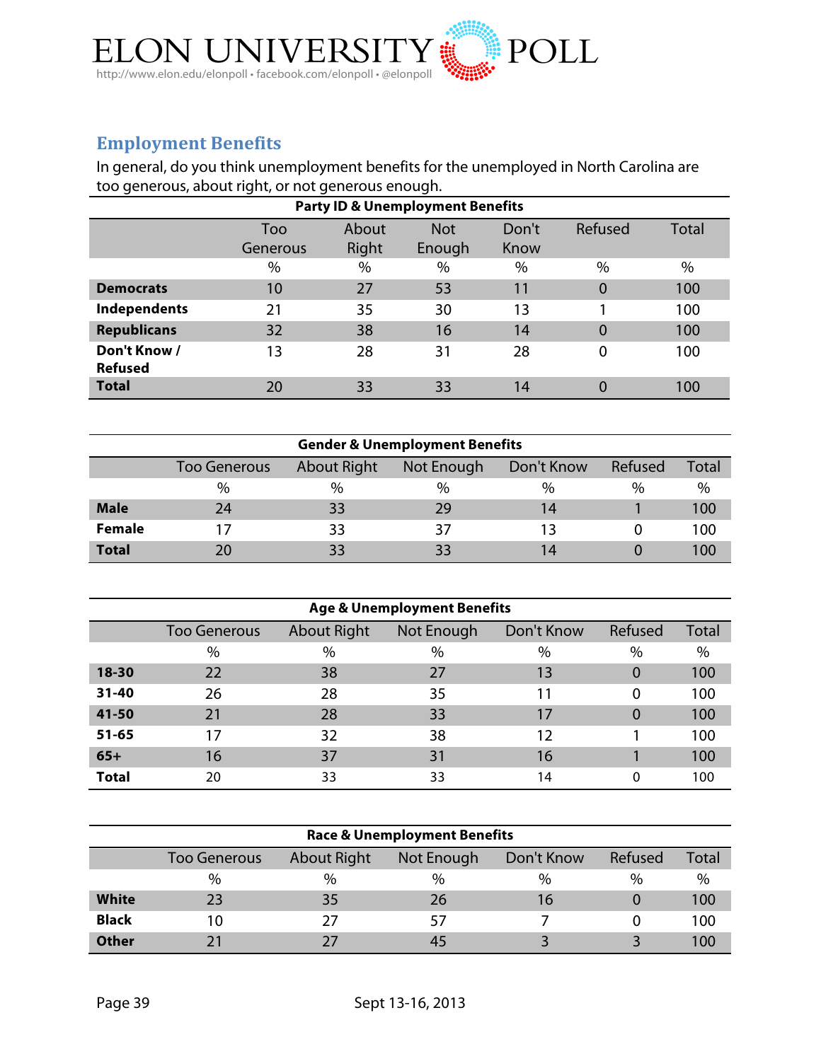## Employment Benefits

In general, do you think unemployment benefits for the unemployed in North Carolina are too generous, about right, or not generous enough.

**Party ID & Unemployment Benefits**

| | Too Generous | About Right | Not Enough | Don't Know | Refused | Total |
|---|---|---|---|---|---|---|
| | % | % | % | % | % | % |
| **Democrats** | 10 | 27 | 53 | 11 | 0 | 100 |
| **Independents** | 21 | 35 | 30 | 13 | 1 | 100 |
| **Republicans** | 32 | 38 | 16 | 14 | 0 | 100 |
| **Don't Know / Refused** | 13 | 28 | 31 | 28 | 0 | 100 |
| **Total** | 20 | 33 | 33 | 14 | 0 | 100 |

**Gender & Unemployment Benefits**

| | Too Generous | About Right | Not Enough | Don't Know | Refused | Total |
|---|---|---|---|---|---|---|
| | % | % | % | % | % | % |
| **Male** | 24 | 33 | 29 | 14 | 1 | 100 |
| **Female** | 17 | 33 | 37 | 13 | 0 | 100 |
| **Total** | 20 | 33 | 33 | 14 | 0 | 100 |

**Age & Unemployment Benefits**

| | Too Generous | About Right | Not Enough | Don't Know | Refused | Total |
|---|---|---|---|---|---|---|
| | % | % | % | % | % | % |
| **18-30** | 22 | 38 | 27 | 13 | 0 | 100 |
| **31-40** | 26 | 28 | 35 | 11 | 0 | 100 |
| **41-50** | 21 | 28 | 33 | 17 | 0 | 100 |
| **51-65** | 17 | 32 | 38 | 12 | 1 | 100 |
| **65+** | 16 | 37 | 31 | 16 | 1 | 100 |
| **Total** | 20 | 33 | 33 | 14 | 0 | 100 |

**Race & Unemployment Benefits**

| | Too Generous | About Right | Not Enough | Don't Know | Refused | Total |
|---|---|---|---|---|---|---|
| | % | % | % | % | % | % |
| **White** | 23 | 35 | 26 | 16 | 0 | 100 |
| **Black** | 10 | 27 | 57 | 7 | 0 | 100 |
| **Other** | 21 | 27 | 45 | 3 | 3 | 100 |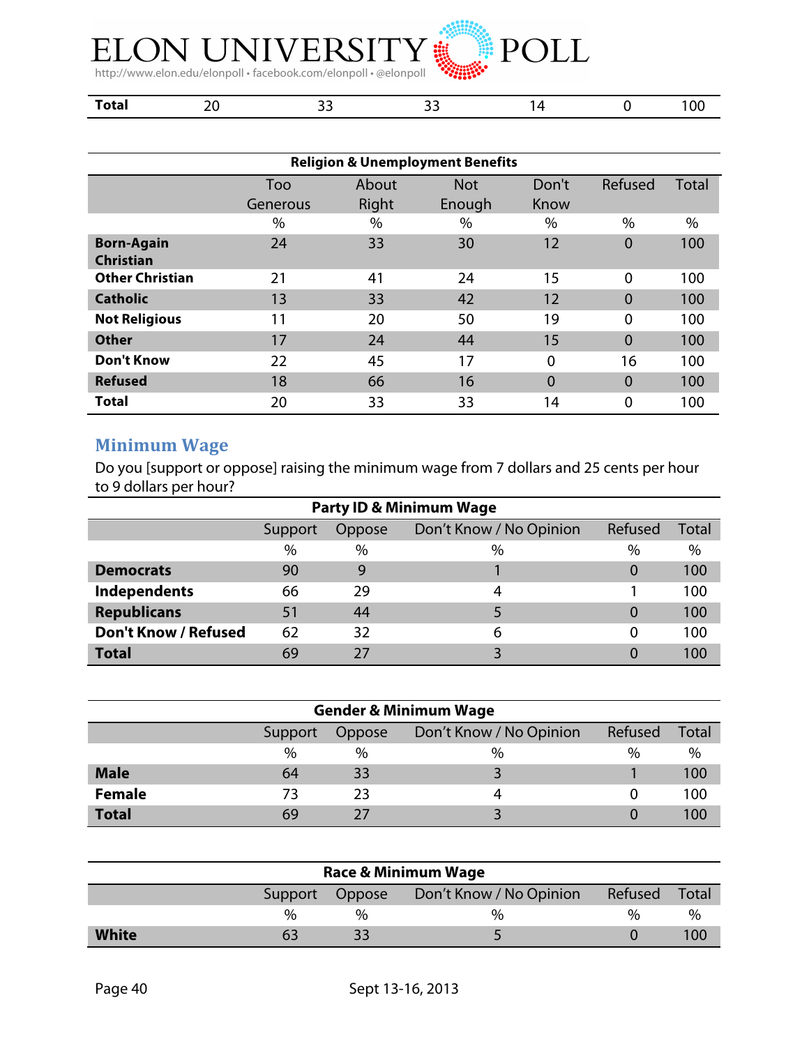| | | | | | | |
|---|---|---|---|---|---|---|
| **Total** | 20 | 33 | 33 | 14 | 0 | 100 |

| **Religion & Unemployment Benefits** | | | | | | |
|---|---|---|---|---|---|---|
| | Too Generous | About Right | Not Enough | Don't Know | Refused | Total |
| | % | % | % | % | % | % |
| **Born-Again Christian** | 24 | 33 | 30 | 12 | 0 | 100 |
| **Other Christian** | 21 | 41 | 24 | 15 | 0 | 100 |
| **Catholic** | 13 | 33 | 42 | 12 | 0 | 100 |
| **Not Religious** | 11 | 20 | 50 | 19 | 0 | 100 |
| **Other** | 17 | 24 | 44 | 15 | 0 | 100 |
| **Don't Know** | 22 | 45 | 17 | 0 | 16 | 100 |
| **Refused** | 18 | 66 | 16 | 0 | 0 | 100 |
| **Total** | 20 | 33 | 33 | 14 | 0 | 100 |

## Minimum Wage

Do you [support or oppose] raising the minimum wage from 7 dollars and 25 cents per hour to 9 dollars per hour?

| **Party ID & Minimum Wage** | | | | | |
|---|---|---|---|---|---|
| | Support | Oppose | Don't Know / No Opinion | Refused | Total |
| | % | % | % | % | % |
| **Democrats** | 90 | 9 | 1 | 0 | 100 |
| **Independents** | 66 | 29 | 4 | 1 | 100 |
| **Republicans** | 51 | 44 | 5 | 0 | 100 |
| **Don't Know / Refused** | 62 | 32 | 6 | 0 | 100 |
| **Total** | 69 | 27 | 3 | 0 | 100 |

| **Gender & Minimum Wage** | | | | | |
|---|---|---|---|---|---|
| | Support | Oppose | Don't Know / No Opinion | Refused | Total |
| | % | % | % | % | % |
| **Male** | 64 | 33 | 3 | 1 | 100 |
| **Female** | 73 | 23 | 4 | 0 | 100 |
| **Total** | 69 | 27 | 3 | 0 | 100 |

| **Race & Minimum Wage** | | | | | |
|---|---|---|---|---|---|
| | Support | Oppose | Don't Know / No Opinion | Refused | Total |
| | % | % | % | % | % |
| **White** | 63 | 33 | 5 | 0 | 100 |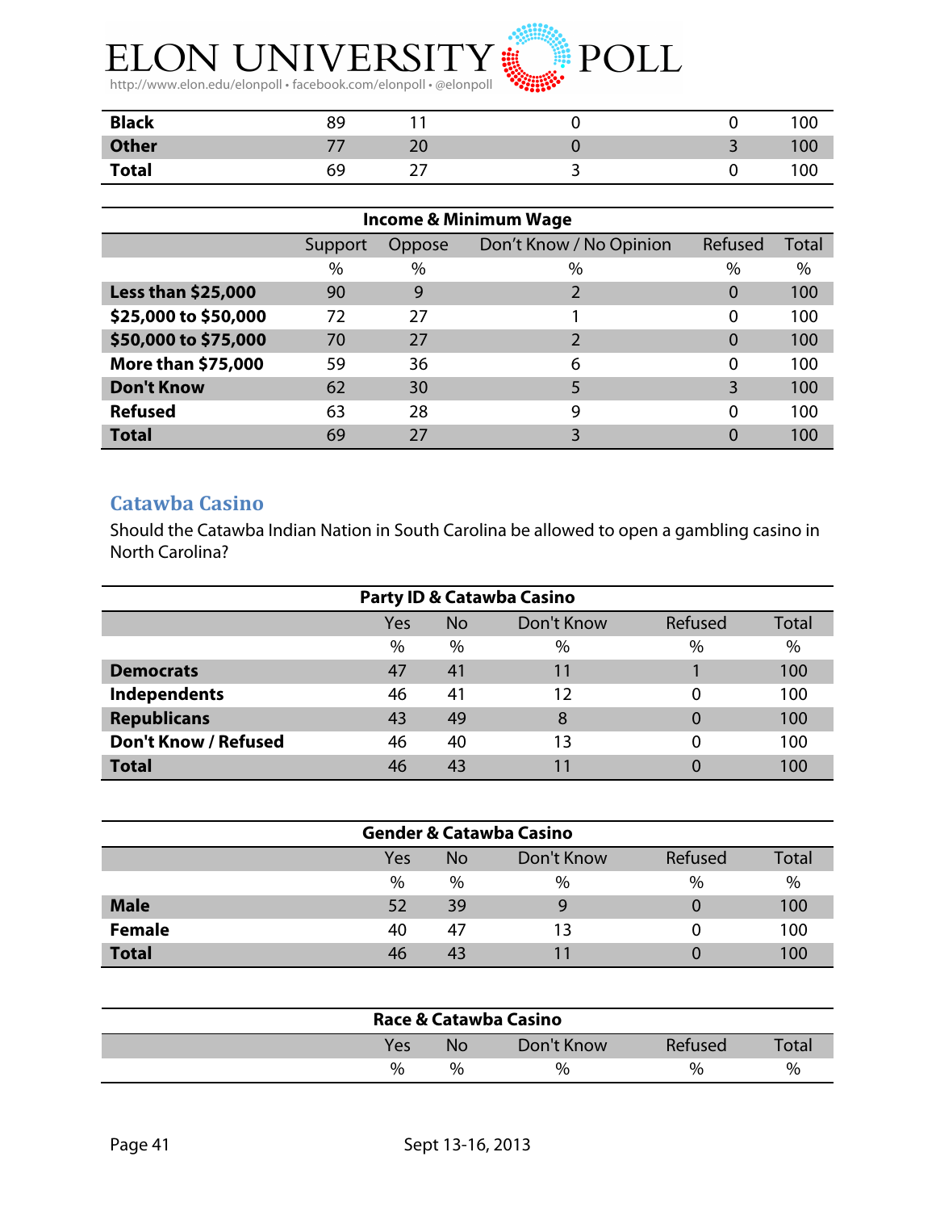| | | | | | |
|---|---|---|---|---|---|
| **Black** | 89 | 11 | 0 | 0 | 100 |
| **Other** | 77 | 20 | 0 | 3 | 100 |
| **Total** | 69 | 27 | 3 | 0 | 100 |

| Income & Minimum Wage | | | | | |
|---|---|---|---|---|---|
| | Support | Oppose | Don't Know / No Opinion | Refused | Total |
| | % | % | % | % | % |
| **Less than $25,000** | 90 | 9 | 2 | 0 | 100 |
| **$25,000 to $50,000** | 72 | 27 | 1 | 0 | 100 |
| **$50,000 to $75,000** | 70 | 27 | 2 | 0 | 100 |
| **More than $75,000** | 59 | 36 | 6 | 0 | 100 |
| **Don't Know** | 62 | 30 | 5 | 3 | 100 |
| **Refused** | 63 | 28 | 9 | 0 | 100 |
| **Total** | 69 | 27 | 3 | 0 | 100 |

## Catawba Casino

Should the Catawba Indian Nation in South Carolina be allowed to open a gambling casino in North Carolina?

| Party ID & Catawba Casino | | | | | |
|---|---|---|---|---|---|
| | Yes | No | Don't Know | Refused | Total |
| | % | % | % | % | % |
| **Democrats** | 47 | 41 | 11 | 1 | 100 |
| **Independents** | 46 | 41 | 12 | 0 | 100 |
| **Republicans** | 43 | 49 | 8 | 0 | 100 |
| **Don't Know / Refused** | 46 | 40 | 13 | 0 | 100 |
| **Total** | 46 | 43 | 11 | 0 | 100 |

| Gender & Catawba Casino | | | | | |
|---|---|---|---|---|---|
| | Yes | No | Don't Know | Refused | Total |
| | % | % | % | % | % |
| **Male** | 52 | 39 | 9 | 0 | 100 |
| **Female** | 40 | 47 | 13 | 0 | 100 |
| **Total** | 46 | 43 | 11 | 0 | 100 |

| Race & Catawba Casino | | | | | |
|---|---|---|---|---|---|
| | Yes | No | Don't Know | Refused | Total |
| | % | % | % | % | % |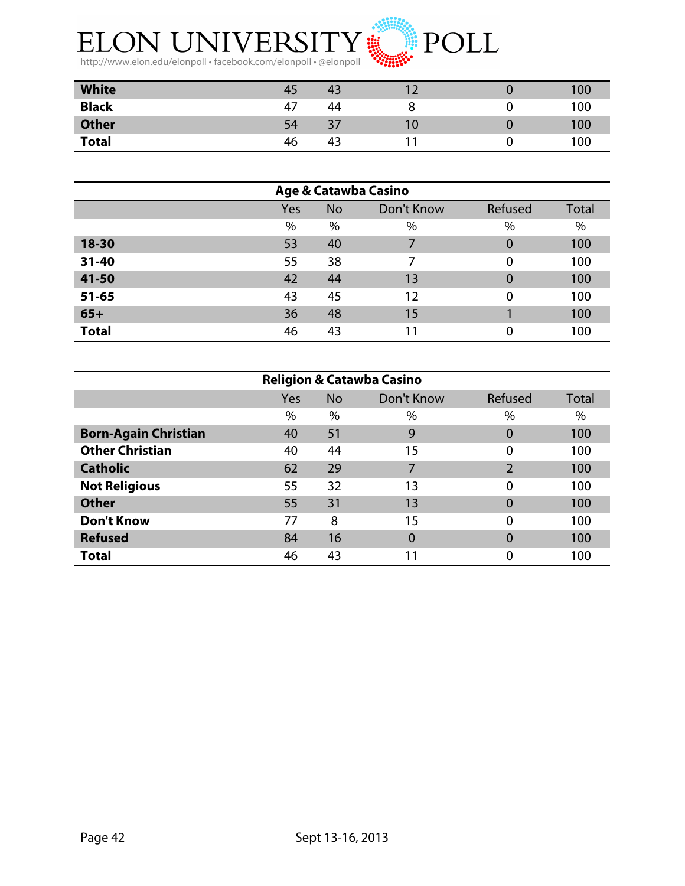| | Yes | No | Don't Know | Refused | Total |
|---|---|---|---|---|---|
| **White** | 45 | 43 | 12 | 0 | 100 |
| **Black** | 47 | 44 | 8 | 0 | 100 |
| **Other** | 54 | 37 | 10 | 0 | 100 |
| **Total** | 46 | 43 | 11 | 0 | 100 |

**Age & Catawba Casino**

| | Yes | No | Don't Know | Refused | Total |
|---|---|---|---|---|---|
| | % | % | % | % | % |
| **18-30** | 53 | 40 | 7 | 0 | 100 |
| **31-40** | 55 | 38 | 7 | 0 | 100 |
| **41-50** | 42 | 44 | 13 | 0 | 100 |
| **51-65** | 43 | 45 | 12 | 0 | 100 |
| **65+** | 36 | 48 | 15 | 1 | 100 |
| **Total** | 46 | 43 | 11 | 0 | 100 |

**Religion & Catawba Casino**

| | Yes | No | Don't Know | Refused | Total |
|---|---|---|---|---|---|
| | % | % | % | % | % |
| **Born-Again Christian** | 40 | 51 | 9 | 0 | 100 |
| **Other Christian** | 40 | 44 | 15 | 0 | 100 |
| **Catholic** | 62 | 29 | 7 | 2 | 100 |
| **Not Religious** | 55 | 32 | 13 | 0 | 100 |
| **Other** | 55 | 31 | 13 | 0 | 100 |
| **Don't Know** | 77 | 8 | 15 | 0 | 100 |
| **Refused** | 84 | 16 | 0 | 0 | 100 |
| **Total** | 46 | 43 | 11 | 0 | 100 |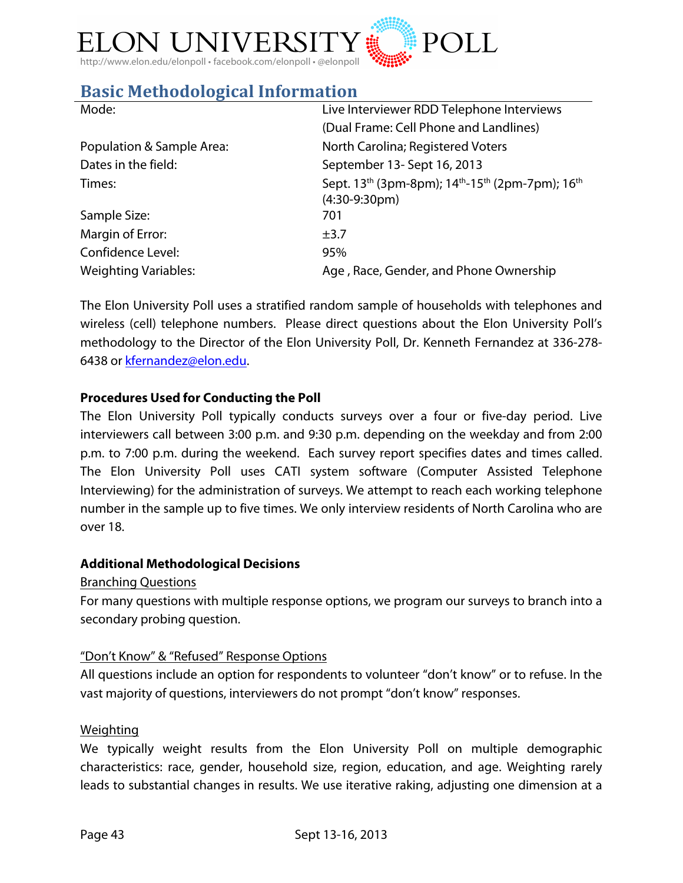## Basic Methodological Information

| | |
|---|---|
| Mode: | Live Interviewer RDD Telephone Interviews (Dual Frame: Cell Phone and Landlines) |
| Population & Sample Area: | North Carolina; Registered Voters |
| Dates in the field: | September 13- Sept 16, 2013 |
| Times: | Sept. 13th (3pm-8pm); 14th-15th (2pm-7pm); 16th (4:30-9:30pm) |
| Sample Size: | 701 |
| Margin of Error: | ±3.7 |
| Confidence Level: | 95% |
| Weighting Variables: | Age , Race, Gender, and Phone Ownership |

The Elon University Poll uses a stratified random sample of households with telephones and wireless (cell) telephone numbers. Please direct questions about the Elon University Poll's methodology to the Director of the Elon University Poll, Dr. Kenneth Fernandez at 336-278-6438 or kfernandez@elon.edu.

**Procedures Used for Conducting the Poll**

The Elon University Poll typically conducts surveys over a four or five-day period. Live interviewers call between 3:00 p.m. and 9:30 p.m. depending on the weekday and from 2:00 p.m. to 7:00 p.m. during the weekend. Each survey report specifies dates and times called. The Elon University Poll uses CATI system software (Computer Assisted Telephone Interviewing) for the administration of surveys. We attempt to reach each working telephone number in the sample up to five times. We only interview residents of North Carolina who are over 18.

**Additional Methodological Decisions**

Branching Questions

For many questions with multiple response options, we program our surveys to branch into a secondary probing question.

"Don't Know" & "Refused" Response Options

All questions include an option for respondents to volunteer "don't know" or to refuse. In the vast majority of questions, interviewers do not prompt "don't know" responses.

Weighting

We typically weight results from the Elon University Poll on multiple demographic characteristics: race, gender, household size, region, education, and age. Weighting rarely leads to substantial changes in results. We use iterative raking, adjusting one dimension at a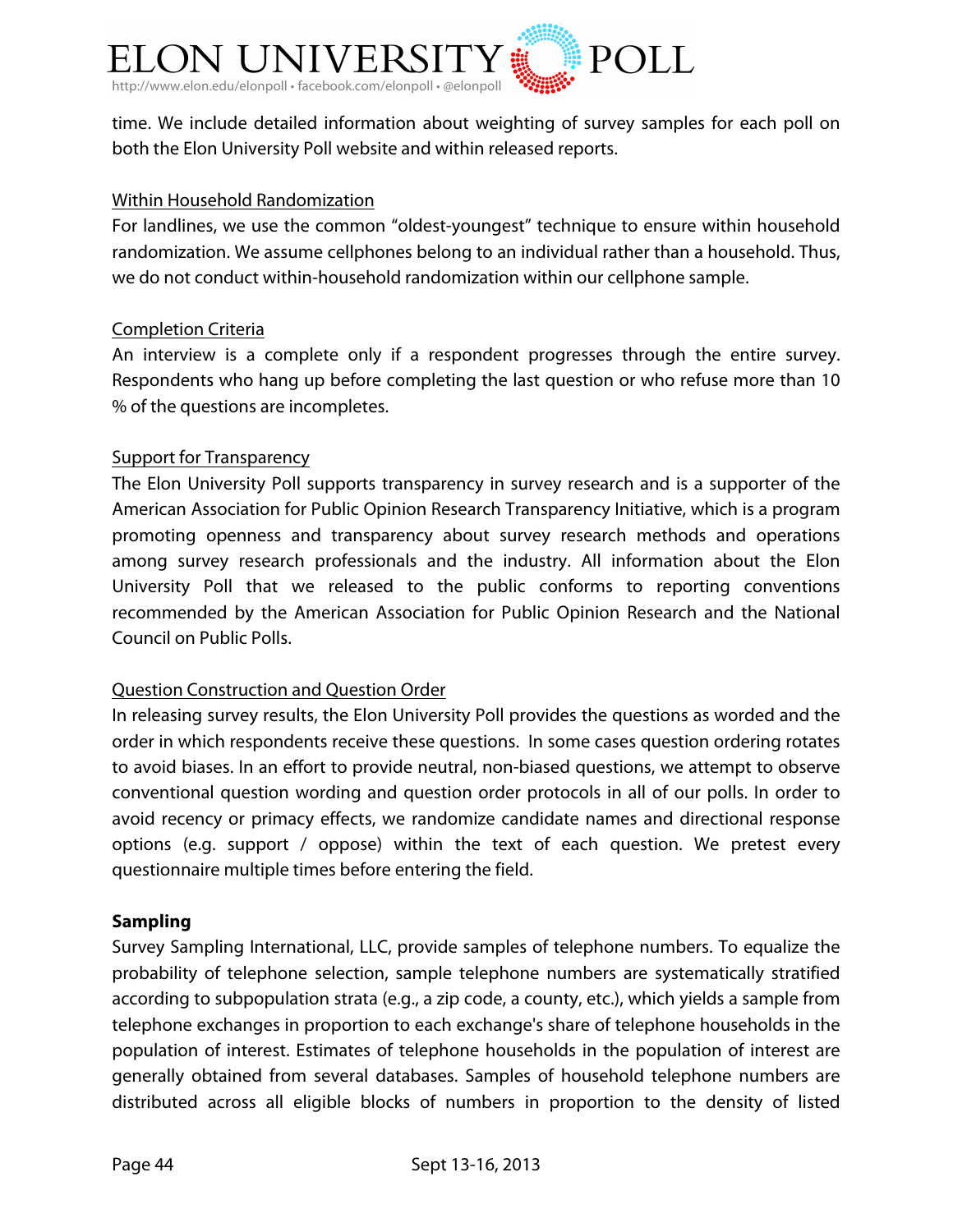time. We include detailed information about weighting of survey samples for each poll on both the Elon University Poll website and within released reports.

Within Household Randomization

For landlines, we use the common "oldest-youngest" technique to ensure within household randomization. We assume cellphones belong to an individual rather than a household. Thus, we do not conduct within-household randomization within our cellphone sample.

Completion Criteria

An interview is a complete only if a respondent progresses through the entire survey. Respondents who hang up before completing the last question or who refuse more than 10 % of the questions are incompletes.

Support for Transparency

The Elon University Poll supports transparency in survey research and is a supporter of the American Association for Public Opinion Research Transparency Initiative, which is a program promoting openness and transparency about survey research methods and operations among survey research professionals and the industry. All information about the Elon University Poll that we released to the public conforms to reporting conventions recommended by the American Association for Public Opinion Research and the National Council on Public Polls.

Question Construction and Question Order

In releasing survey results, the Elon University Poll provides the questions as worded and the order in which respondents receive these questions. In some cases question ordering rotates to avoid biases. In an effort to provide neutral, non-biased questions, we attempt to observe conventional question wording and question order protocols in all of our polls. In order to avoid recency or primacy effects, we randomize candidate names and directional response options (e.g. support / oppose) within the text of each question. We pretest every questionnaire multiple times before entering the field.

**Sampling**

Survey Sampling International, LLC, provide samples of telephone numbers. To equalize the probability of telephone selection, sample telephone numbers are systematically stratified according to subpopulation strata (e.g., a zip code, a county, etc.), which yields a sample from telephone exchanges in proportion to each exchange's share of telephone households in the population of interest. Estimates of telephone households in the population of interest are generally obtained from several databases. Samples of household telephone numbers are distributed across all eligible blocks of numbers in proportion to the density of listed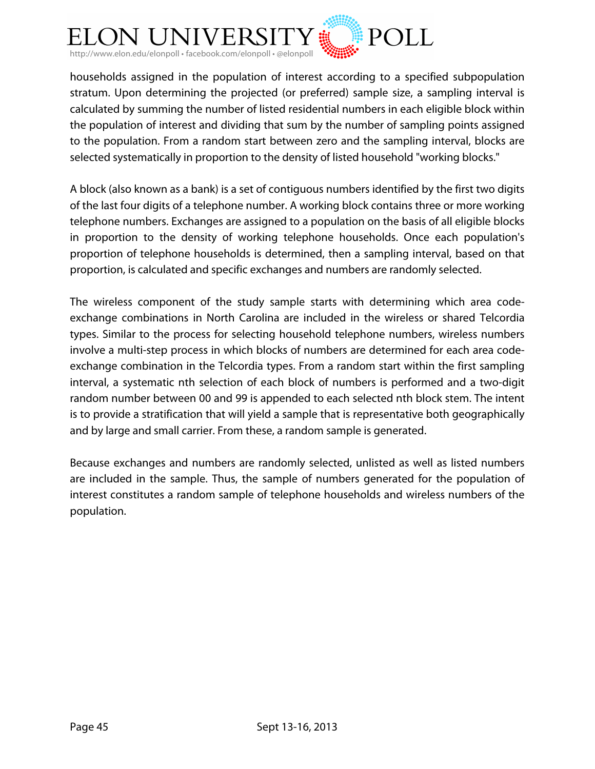households assigned in the population of interest according to a specified subpopulation stratum. Upon determining the projected (or preferred) sample size, a sampling interval is calculated by summing the number of listed residential numbers in each eligible block within the population of interest and dividing that sum by the number of sampling points assigned to the population. From a random start between zero and the sampling interval, blocks are selected systematically in proportion to the density of listed household "working blocks."

A block (also known as a bank) is a set of contiguous numbers identified by the first two digits of the last four digits of a telephone number. A working block contains three or more working telephone numbers. Exchanges are assigned to a population on the basis of all eligible blocks in proportion to the density of working telephone households. Once each population's proportion of telephone households is determined, then a sampling interval, based on that proportion, is calculated and specific exchanges and numbers are randomly selected.

The wireless component of the study sample starts with determining which area code-exchange combinations in North Carolina are included in the wireless or shared Telcordia types. Similar to the process for selecting household telephone numbers, wireless numbers involve a multi-step process in which blocks of numbers are determined for each area code-exchange combination in the Telcordia types. From a random start within the first sampling interval, a systematic nth selection of each block of numbers is performed and a two-digit random number between 00 and 99 is appended to each selected nth block stem. The intent is to provide a stratification that will yield a sample that is representative both geographically and by large and small carrier. From these, a random sample is generated.

Because exchanges and numbers are randomly selected, unlisted as well as listed numbers are included in the sample. Thus, the sample of numbers generated for the population of interest constitutes a random sample of telephone households and wireless numbers of the population.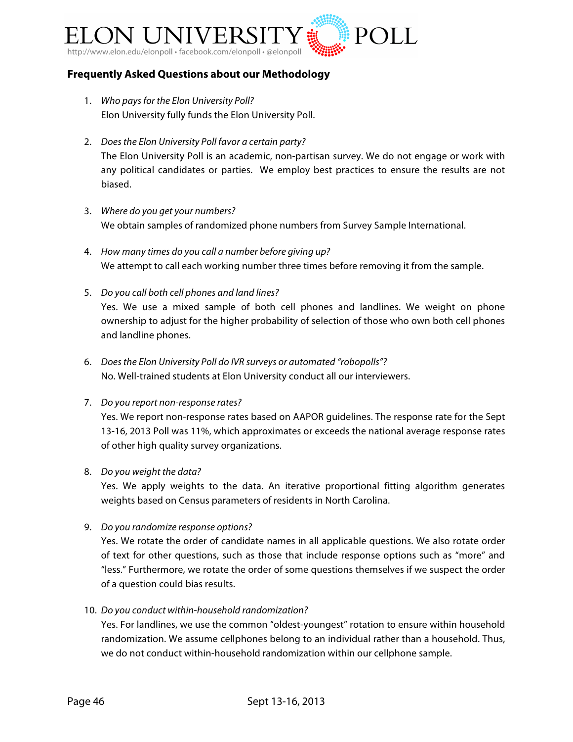# ELON UNIVERSITY POLL

http://www.elon.edu/elonpoll • facebook.com/elonpoll • @elonpoll

## Frequently Asked Questions about our Methodology

1. *Who pays for the Elon University Poll?*
   Elon University fully funds the Elon University Poll.

2. *Does the Elon University Poll favor a certain party?*
   The Elon University Poll is an academic, non-partisan survey. We do not engage or work with any political candidates or parties. We employ best practices to ensure the results are not biased.

3. *Where do you get your numbers?*
   We obtain samples of randomized phone numbers from Survey Sample International.

4. *How many times do you call a number before giving up?*
   We attempt to call each working number three times before removing it from the sample.

5. *Do you call both cell phones and land lines?*
   Yes. We use a mixed sample of both cell phones and landlines. We weight on phone ownership to adjust for the higher probability of selection of those who own both cell phones and landline phones.

6. *Does the Elon University Poll do IVR surveys or automated "robopolls"?*
   No. Well-trained students at Elon University conduct all our interviewers.

7. *Do you report non-response rates?*
   Yes. We report non-response rates based on AAPOR guidelines. The response rate for the Sept 13-16, 2013 Poll was 11%, which approximates or exceeds the national average response rates of other high quality survey organizations.

8. *Do you weight the data?*
   Yes. We apply weights to the data. An iterative proportional fitting algorithm generates weights based on Census parameters of residents in North Carolina.

9. *Do you randomize response options?*
   Yes. We rotate the order of candidate names in all applicable questions. We also rotate order of text for other questions, such as those that include response options such as "more" and "less." Furthermore, we rotate the order of some questions themselves if we suspect the order of a question could bias results.

10. *Do you conduct within-household randomization?*
    Yes. For landlines, we use the common "oldest-youngest" rotation to ensure within household randomization. We assume cellphones belong to an individual rather than a household. Thus, we do not conduct within-household randomization within our cellphone sample.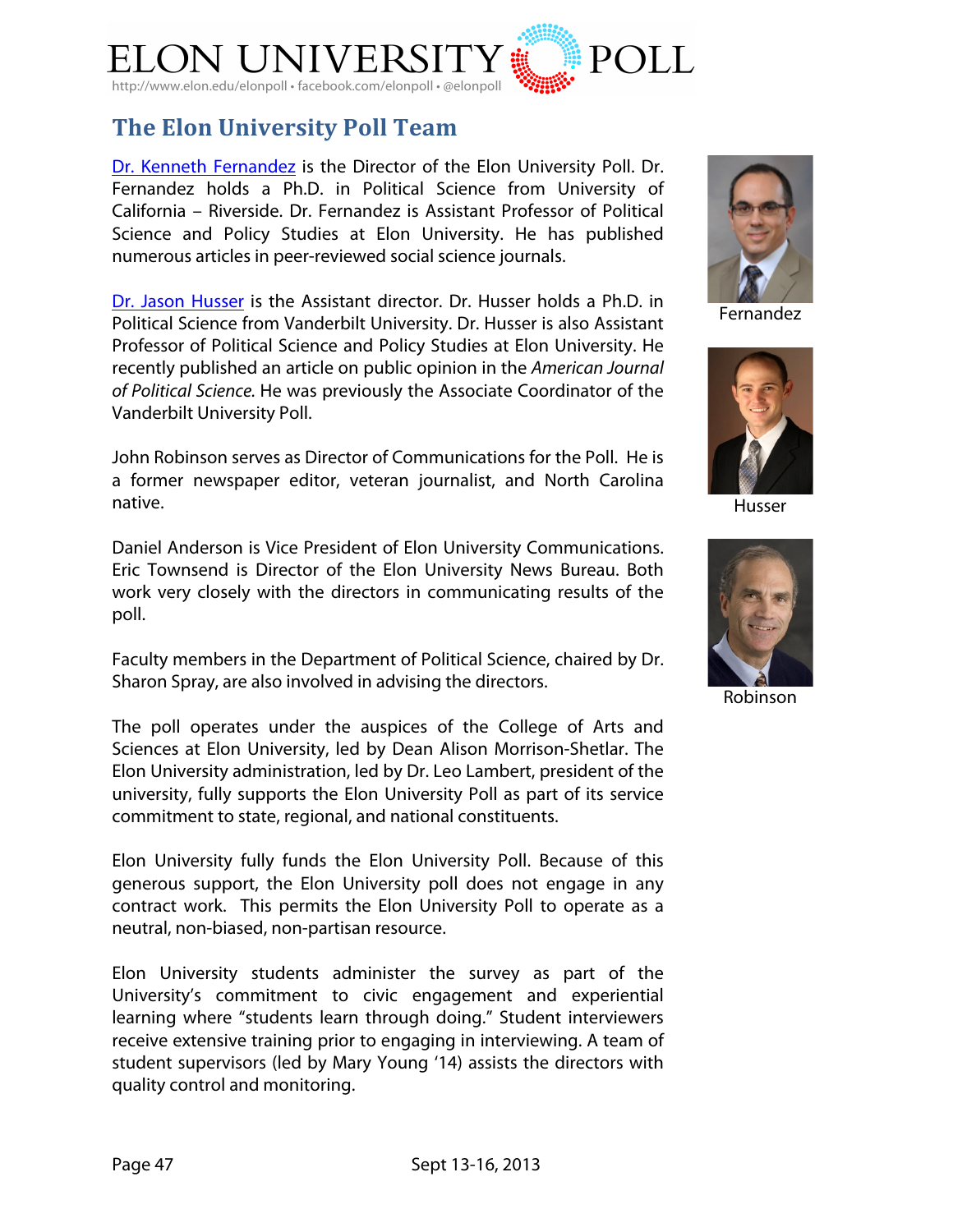## The Elon University Poll Team

Dr. Kenneth Fernandez is the Director of the Elon University Poll. Dr. Fernandez holds a Ph.D. in Political Science from University of California – Riverside. Dr. Fernandez is Assistant Professor of Political Science and Policy Studies at Elon University. He has published numerous articles in peer-reviewed social science journals.

Dr. Jason Husser is the Assistant director. Dr. Husser holds a Ph.D. in Political Science from Vanderbilt University. Dr. Husser is also Assistant Professor of Political Science and Policy Studies at Elon University. He recently published an article on public opinion in the *American Journal of Political Science.* He was previously the Associate Coordinator of the Vanderbilt University Poll.

John Robinson serves as Director of Communications for the Poll. He is a former newspaper editor, veteran journalist, and North Carolina native.

Daniel Anderson is Vice President of Elon University Communications. Eric Townsend is Director of the Elon University News Bureau. Both work very closely with the directors in communicating results of the poll.

Faculty members in the Department of Political Science, chaired by Dr. Sharon Spray, are also involved in advising the directors.

The poll operates under the auspices of the College of Arts and Sciences at Elon University, led by Dean Alison Morrison-Shetlar. The Elon University administration, led by Dr. Leo Lambert, president of the university, fully supports the Elon University Poll as part of its service commitment to state, regional, and national constituents.

Elon University fully funds the Elon University Poll. Because of this generous support, the Elon University poll does not engage in any contract work. This permits the Elon University Poll to operate as a neutral, non-biased, non-partisan resource.

Elon University students administer the survey as part of the University's commitment to civic engagement and experiential learning where "students learn through doing." Student interviewers receive extensive training prior to engaging in interviewing. A team of student supervisors (led by Mary Young '14) assists the directors with quality control and monitoring.

Fernandez

Husser

Robinson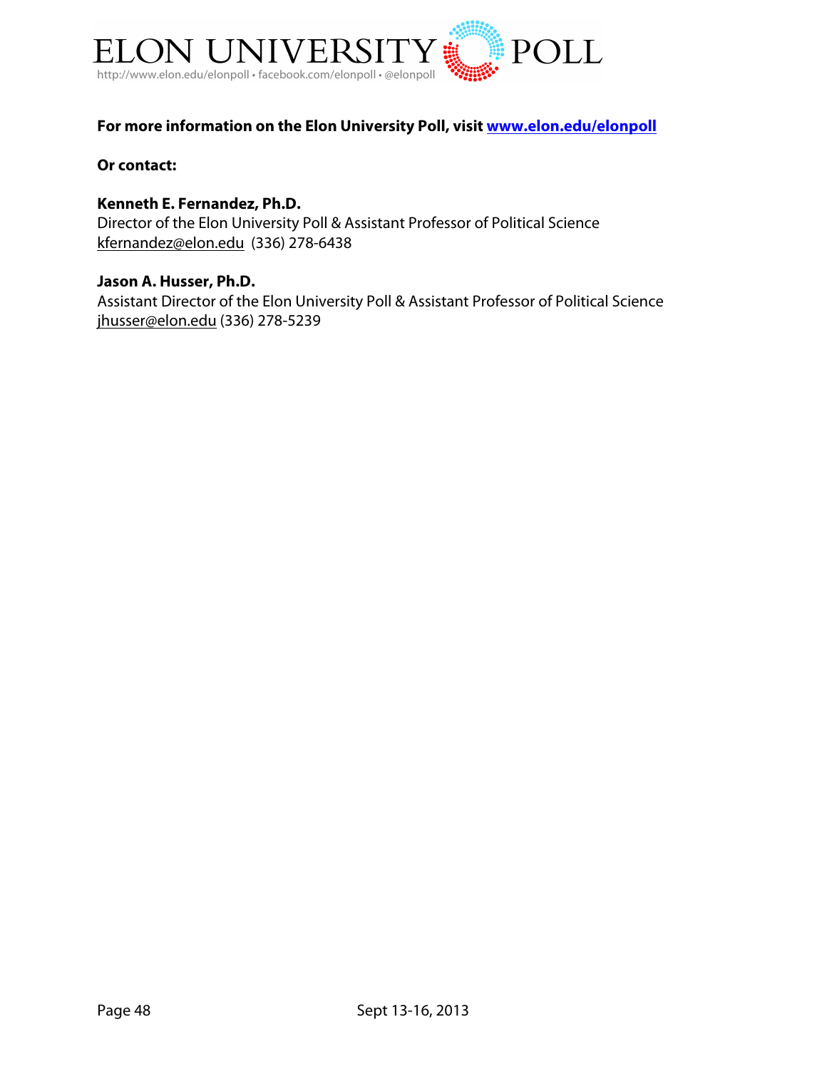**For more information on the Elon University Poll, visit www.elon.edu/elonpoll**

**Or contact:**

**Kenneth E. Fernandez, Ph.D.**
Director of the Elon University Poll & Assistant Professor of Political Science
kfernandez@elon.edu (336) 278-6438

**Jason A. Husser, Ph.D.**
Assistant Director of the Elon University Poll & Assistant Professor of Political Science
jhusser@elon.edu (336) 278-5239